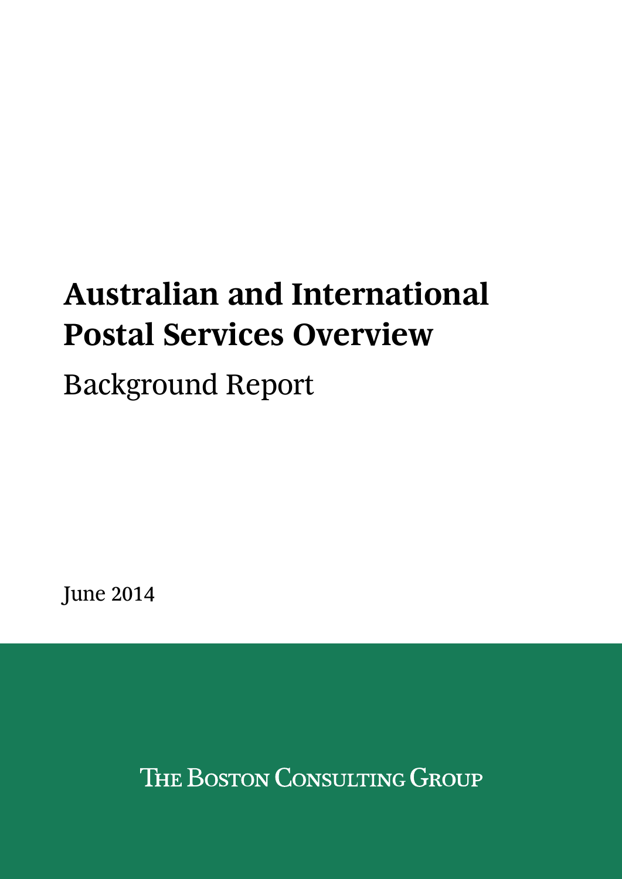# Australian and International Postal Services Overview

## Background Report

June 2014

The Boston Consulting Group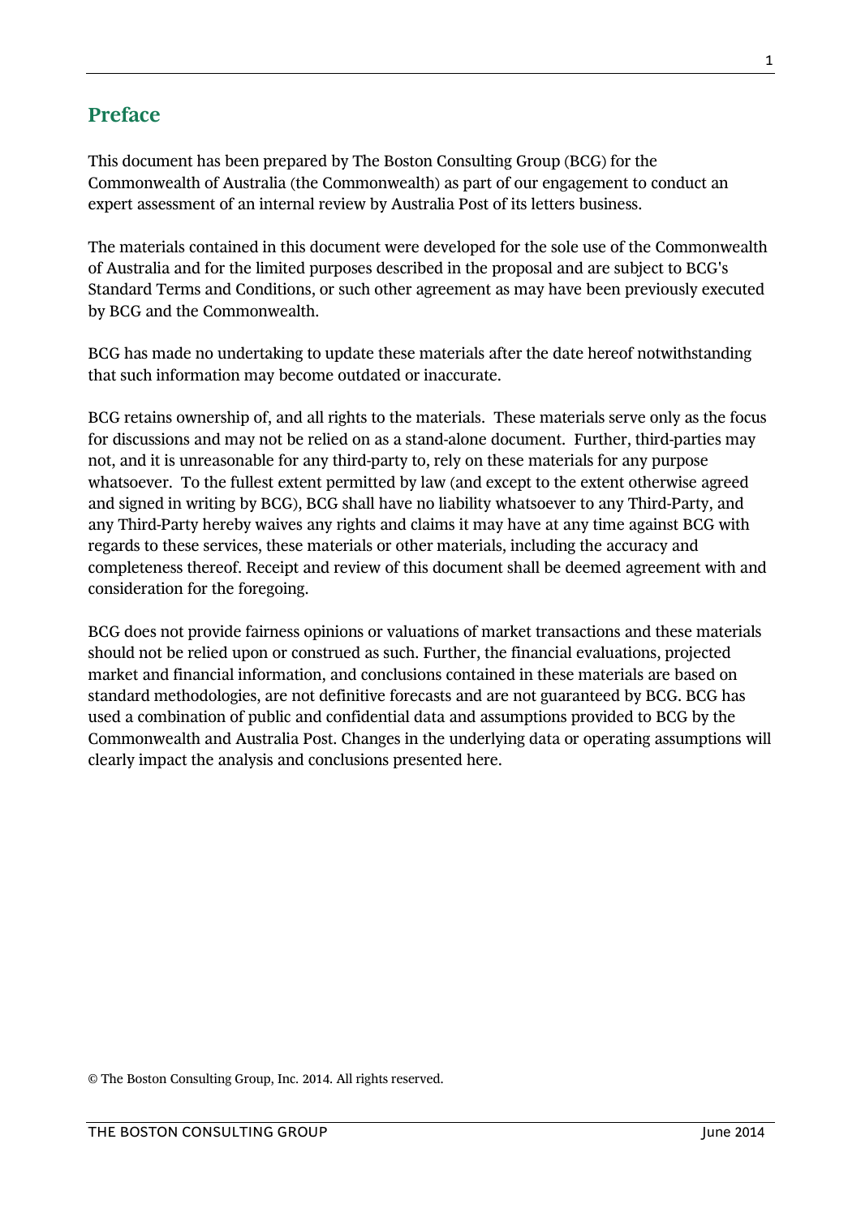## Preface

This document has been prepared by The Boston Consulting Group (BCG) for the Commonwealth of Australia (the Commonwealth) as part of our engagement to conduct an expert assessment of an internal review by Australia Post of its letters business.

The materials contained in this document were developed for the sole use of the Commonwealth of Australia and for the limited purposes described in the proposal and are subject to BCG's Standard Terms and Conditions, or such other agreement as may have been previously executed by BCG and the Commonwealth.

BCG has made no undertaking to update these materials after the date hereof notwithstanding that such information may become outdated or inaccurate.

BCG retains ownership of, and all rights to the materials. These materials serve only as the focus for discussions and may not be relied on as a stand-alone document. Further, third-parties may not, and it is unreasonable for any third-party to, rely on these materials for any purpose whatsoever. To the fullest extent permitted by law (and except to the extent otherwise agreed and signed in writing by BCG), BCG shall have no liability whatsoever to any Third-Party, and any Third-Party hereby waives any rights and claims it may have at any time against BCG with regards to these services, these materials or other materials, including the accuracy and completeness thereof. Receipt and review of this document shall be deemed agreement with and consideration for the foregoing.

BCG does not provide fairness opinions or valuations of market transactions and these materials should not be relied upon or construed as such. Further, the financial evaluations, projected market and financial information, and conclusions contained in these materials are based on standard methodologies, are not definitive forecasts and are not guaranteed by BCG. BCG has used a combination of public and confidential data and assumptions provided to BCG by the Commonwealth and Australia Post. Changes in the underlying data or operating assumptions will clearly impact the analysis and conclusions presented here.

© The Boston Consulting Group, Inc. 2014. All rights reserved.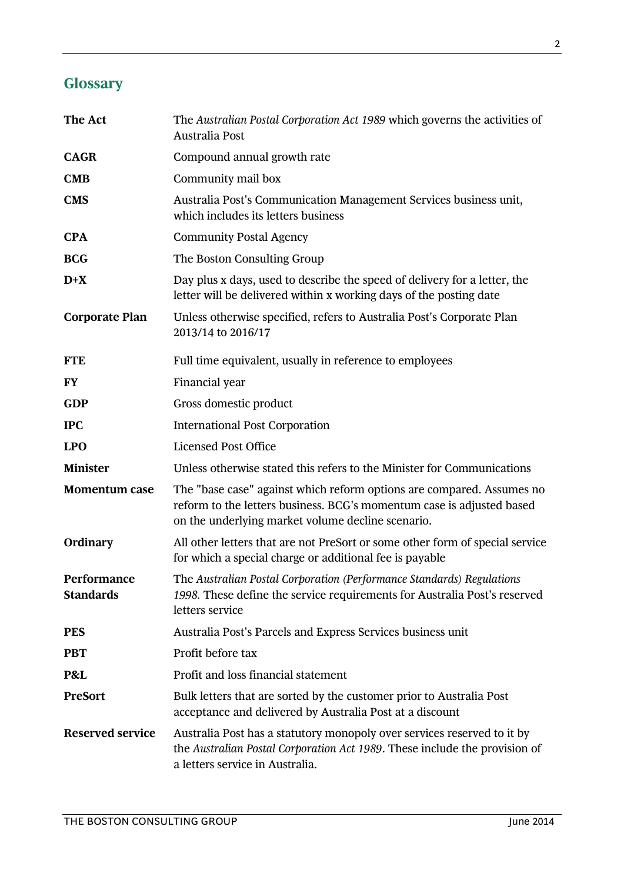## Glossary

| | |
|---|---|
| **The Act** | The *Australian Postal Corporation Act 1989* which governs the activities of Australia Post |
| **CAGR** | Compound annual growth rate |
| **CMB** | Community mail box |
| **CMS** | Australia Post's Communication Management Services business unit, which includes its letters business |
| **CPA** | Community Postal Agency |
| **BCG** | The Boston Consulting Group |
| **D+X** | Day plus x days, used to describe the speed of delivery for a letter, the letter will be delivered within x working days of the posting date |
| **Corporate Plan** | Unless otherwise specified, refers to Australia Post's Corporate Plan 2013/14 to 2016/17 |
| **FTE** | Full time equivalent, usually in reference to employees |
| **FY** | Financial year |
| **GDP** | Gross domestic product |
| **IPC** | International Post Corporation |
| **LPO** | Licensed Post Office |
| **Minister** | Unless otherwise stated this refers to the Minister for Communications |
| **Momentum case** | The "base case" against which reform options are compared. Assumes no reform to the letters business. BCG's momentum case is adjusted based on the underlying market volume decline scenario. |
| **Ordinary** | All other letters that are not PreSort or some other form of special service for which a special charge or additional fee is payable |
| **Performance Standards** | The *Australian Postal Corporation (Performance Standards) Regulations 1998.* These define the service requirements for Australia Post's reserved letters service |
| **PES** | Australia Post's Parcels and Express Services business unit |
| **PBT** | Profit before tax |
| **P&L** | Profit and loss financial statement |
| **PreSort** | Bulk letters that are sorted by the customer prior to Australia Post acceptance and delivered by Australia Post at a discount |
| **Reserved service** | Australia Post has a statutory monopoly over services reserved to it by the *Australian Postal Corporation Act 1989*. These include the provision of a letters service in Australia. |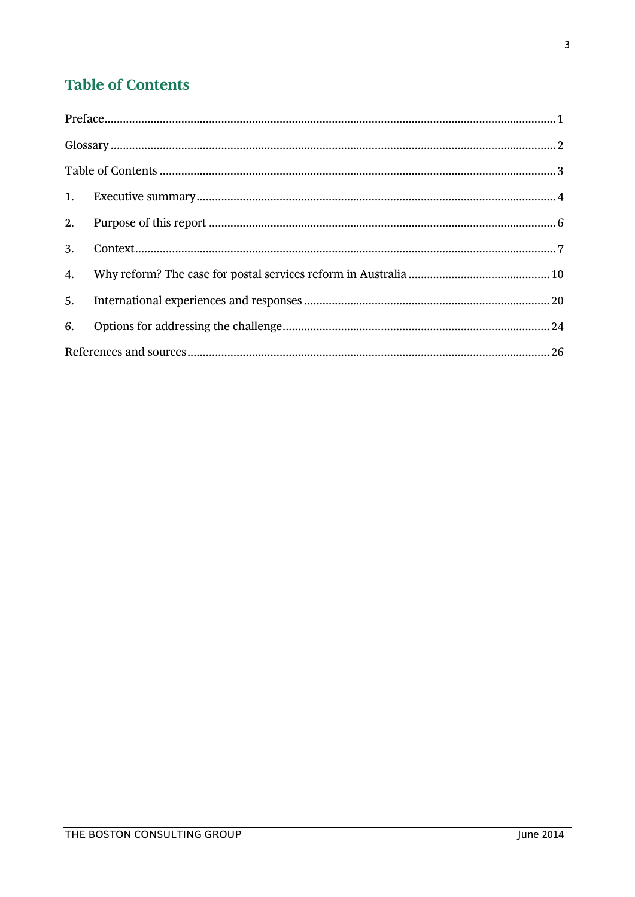## Table of Contents

Preface ........................................................................................................................... 1

Glossary .......................................................................................................................... 2

Table of Contents ............................................................................................................ 3

1. Executive summary ..................................................................................................... 4

2. Purpose of this report .................................................................................................. 6

3. Context ......................................................................................................................... 7

4. Why reform? The case for postal services reform in Australia ................................. 10

5. International experiences and responses ................................................................... 20

6. Options for addressing the challenge ......................................................................... 24

References and sources .................................................................................................. 26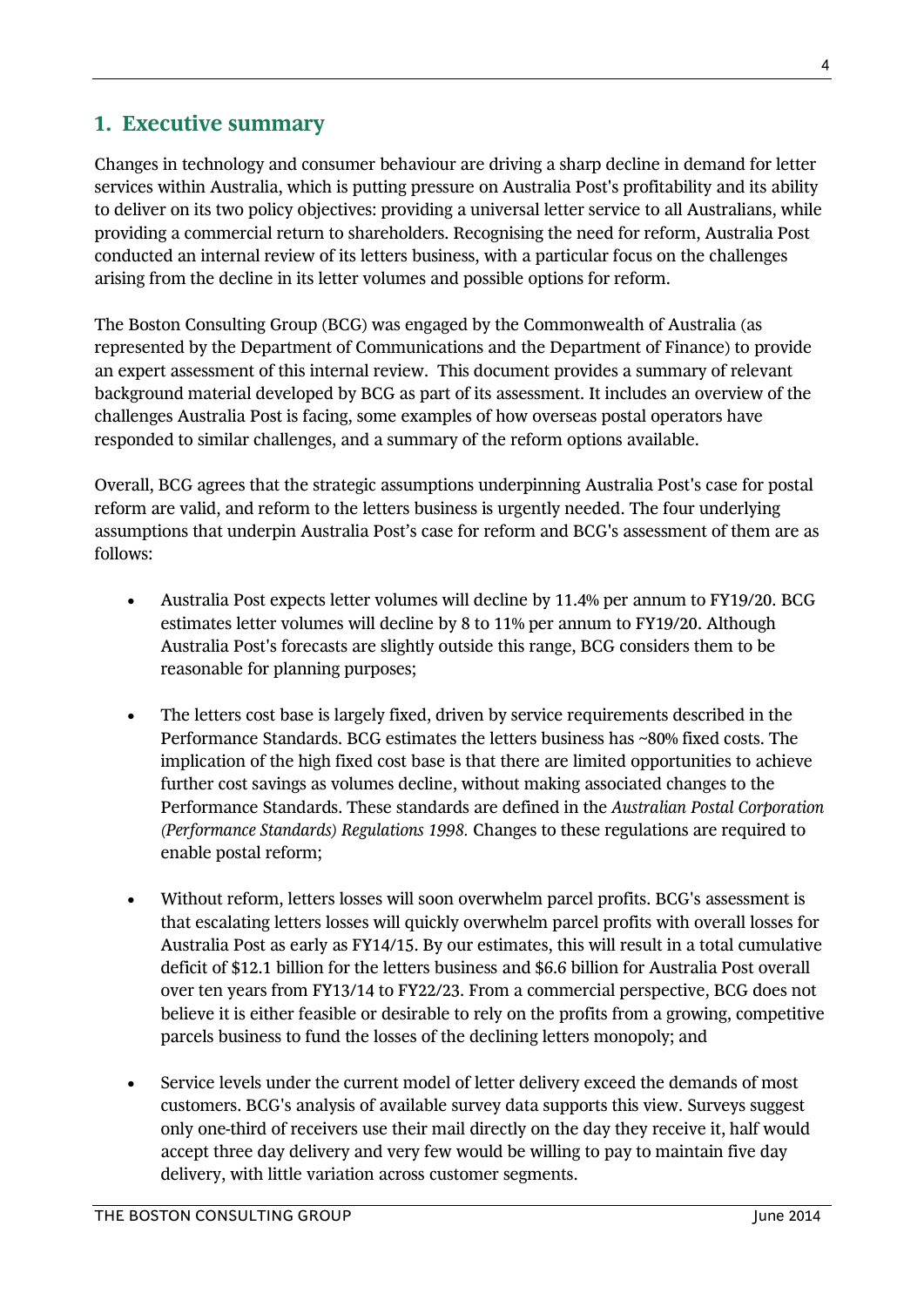## 1. Executive summary

Changes in technology and consumer behaviour are driving a sharp decline in demand for letter services within Australia, which is putting pressure on Australia Post's profitability and its ability to deliver on its two policy objectives: providing a universal letter service to all Australians, while providing a commercial return to shareholders. Recognising the need for reform, Australia Post conducted an internal review of its letters business, with a particular focus on the challenges arising from the decline in its letter volumes and possible options for reform.

The Boston Consulting Group (BCG) was engaged by the Commonwealth of Australia (as represented by the Department of Communications and the Department of Finance) to provide an expert assessment of this internal review. This document provides a summary of relevant background material developed by BCG as part of its assessment. It includes an overview of the challenges Australia Post is facing, some examples of how overseas postal operators have responded to similar challenges, and a summary of the reform options available.

Overall, BCG agrees that the strategic assumptions underpinning Australia Post's case for postal reform are valid, and reform to the letters business is urgently needed. The four underlying assumptions that underpin Australia Post's case for reform and BCG's assessment of them are as follows:

- Australia Post expects letter volumes will decline by 11.4% per annum to FY19/20. BCG estimates letter volumes will decline by 8 to 11% per annum to FY19/20. Although Australia Post's forecasts are slightly outside this range, BCG considers them to be reasonable for planning purposes;

- The letters cost base is largely fixed, driven by service requirements described in the Performance Standards. BCG estimates the letters business has ~80% fixed costs. The implication of the high fixed cost base is that there are limited opportunities to achieve further cost savings as volumes decline, without making associated changes to the Performance Standards. These standards are defined in the *Australian Postal Corporation (Performance Standards) Regulations 1998.* Changes to these regulations are required to enable postal reform;

- Without reform, letters losses will soon overwhelm parcel profits. BCG's assessment is that escalating letters losses will quickly overwhelm parcel profits with overall losses for Australia Post as early as FY14/15. By our estimates, this will result in a total cumulative deficit of $12.1 billion for the letters business and $6.6 billion for Australia Post overall over ten years from FY13/14 to FY22/23. From a commercial perspective, BCG does not believe it is either feasible or desirable to rely on the profits from a growing, competitive parcels business to fund the losses of the declining letters monopoly; and

- Service levels under the current model of letter delivery exceed the demands of most customers. BCG's analysis of available survey data supports this view. Surveys suggest only one-third of receivers use their mail directly on the day they receive it, half would accept three day delivery and very few would be willing to pay to maintain five day delivery, with little variation across customer segments.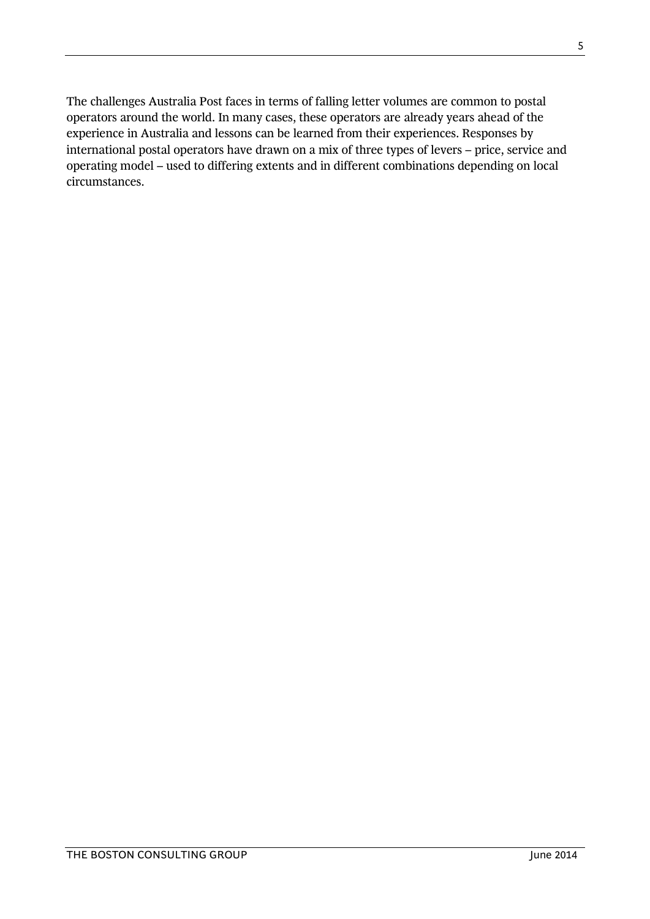The challenges Australia Post faces in terms of falling letter volumes are common to postal operators around the world. In many cases, these operators are already years ahead of the experience in Australia and lessons can be learned from their experiences. Responses by international postal operators have drawn on a mix of three types of levers – price, service and operating model – used to differing extents and in different combinations depending on local circumstances.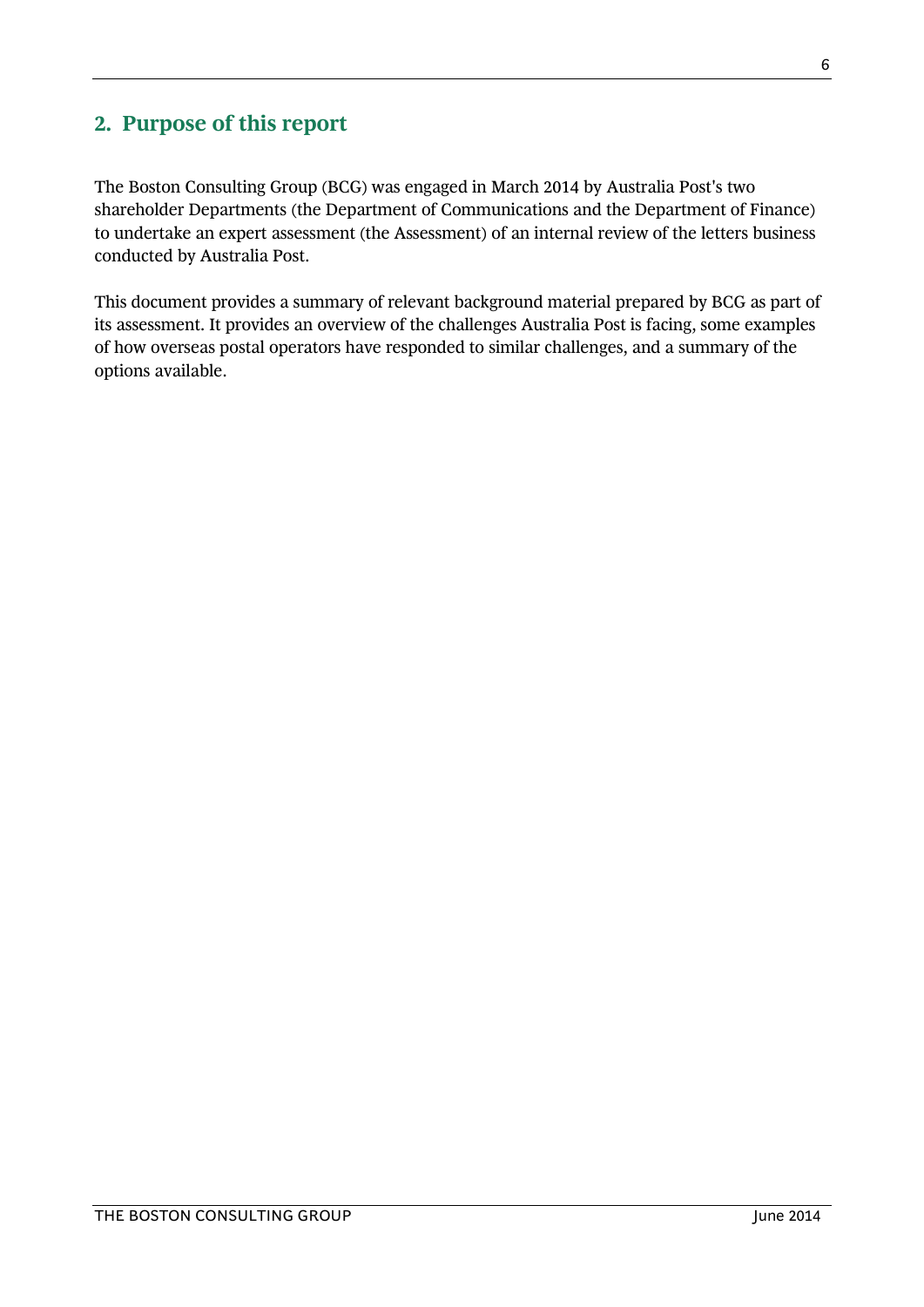## 2. Purpose of this report

The Boston Consulting Group (BCG) was engaged in March 2014 by Australia Post's two shareholder Departments (the Department of Communications and the Department of Finance) to undertake an expert assessment (the Assessment) of an internal review of the letters business conducted by Australia Post.

This document provides a summary of relevant background material prepared by BCG as part of its assessment. It provides an overview of the challenges Australia Post is facing, some examples of how overseas postal operators have responded to similar challenges, and a summary of the options available.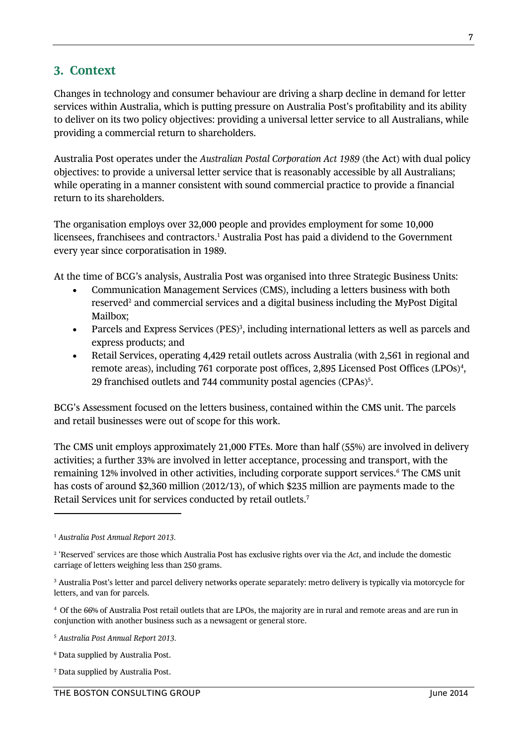## 3. Context

Changes in technology and consumer behaviour are driving a sharp decline in demand for letter services within Australia, which is putting pressure on Australia Post's profitability and its ability to deliver on its two policy objectives: providing a universal letter service to all Australians, while providing a commercial return to shareholders.

Australia Post operates under the *Australian Postal Corporation Act 1989* (the Act) with dual policy objectives: to provide a universal letter service that is reasonably accessible by all Australians; while operating in a manner consistent with sound commercial practice to provide a financial return to its shareholders.

The organisation employs over 32,000 people and provides employment for some 10,000 licensees, franchisees and contractors.[1] Australia Post has paid a dividend to the Government every year since corporatisation in 1989.

At the time of BCG's analysis, Australia Post was organised into three Strategic Business Units:

- Communication Management Services (CMS), including a letters business with both reserved[2] and commercial services and a digital business including the MyPost Digital Mailbox;
- Parcels and Express Services (PES)[3], including international letters as well as parcels and express products; and
- Retail Services, operating 4,429 retail outlets across Australia (with 2,561 in regional and remote areas), including 761 corporate post offices, 2,895 Licensed Post Offices (LPOs)[4], 29 franchised outlets and 744 community postal agencies (CPAs)[5].

BCG's Assessment focused on the letters business, contained within the CMS unit. The parcels and retail businesses were out of scope for this work.

The CMS unit employs approximately 21,000 FTEs. More than half (55%) are involved in delivery activities; a further 33% are involved in letter acceptance, processing and transport, with the remaining 12% involved in other activities, including corporate support services.[6] The CMS unit has costs of around $2,360 million (2012/13), of which $235 million are payments made to the Retail Services unit for services conducted by retail outlets.[7]

---

[1] *Australia Post Annual Report 2013.*

[2] 'Reserved' services are those which Australia Post has exclusive rights over via the *Act*, and include the domestic carriage of letters weighing less than 250 grams.

[3] Australia Post's letter and parcel delivery networks operate separately: metro delivery is typically via motorcycle for letters, and van for parcels.

[4] Of the 66% of Australia Post retail outlets that are LPOs, the majority are in rural and remote areas and are run in conjunction with another business such as a newsagent or general store.

[5] *Australia Post Annual Report 2013.*

[6] Data supplied by Australia Post.

[7] Data supplied by Australia Post.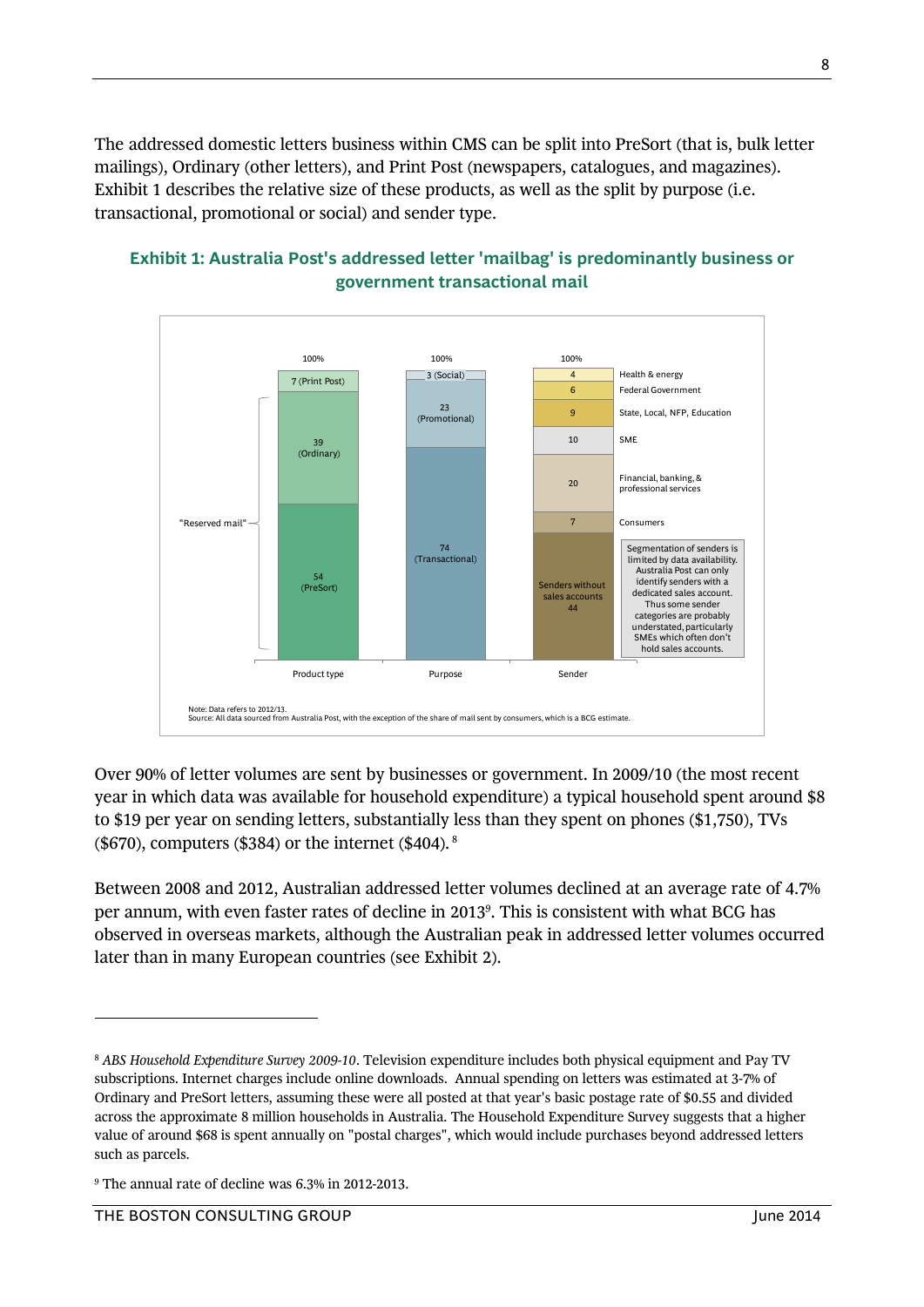The addressed domestic letters business within CMS can be split into PreSort (that is, bulk letter mailings), Ordinary (other letters), and Print Post (newspapers, catalogues, and magazines). Exhibit 1 describes the relative size of these products, as well as the split by purpose (i.e. transactional, promotional or social) and sender type.

**Exhibit 1: Australia Post's addressed letter 'mailbag' is predominantly business or government transactional mail**

| Product type (100%) | Purpose (100%) | Sender (100%) |
|---|---|---|
| 7 (Print Post) | 3 (Social) | 4 Health & energy |
| 39 (Ordinary) | 23 (Promotional) | 6 Federal Government |
| 54 (PreSort) | 74 (Transactional) | 9 State, Local, NFP, Education |
| | | 10 SME |
| | | 20 Financial, banking, & professional services |
| | | 7 Consumers |
| | | 44 Senders without sales accounts |

"Reserved mail" = Ordinary + PreSort

Segmentation of senders is limited by data availability. Australia Post can only identify senders with a dedicated sales account. Thus some sender categories are probably understated, particularly SMEs which often don't hold sales accounts.

Note: Data refers to 2012/13.
Source: All data sourced from Australia Post, with the exception of the share of mail sent by consumers, which is a BCG estimate.

Over 90% of letter volumes are sent by businesses or government. In 2009/10 (the most recent year in which data was available for household expenditure) a typical household spent around $8 to $19 per year on sending letters, substantially less than they spent on phones ($1,750), TVs ($670), computers ($384) or the internet ($404). [8]

Between 2008 and 2012, Australian addressed letter volumes declined at an average rate of 4.7% per annum, with even faster rates of decline in 2013[9]. This is consistent with what BCG has observed in overseas markets, although the Australian peak in addressed letter volumes occurred later than in many European countries (see Exhibit 2).

---

[8] *ABS Household Expenditure Survey 2009-10*. Television expenditure includes both physical equipment and Pay TV subscriptions. Internet charges include online downloads. Annual spending on letters was estimated at 3-7% of Ordinary and PreSort letters, assuming these were all posted at that year's basic postage rate of $0.55 and divided across the approximate 8 million households in Australia. The Household Expenditure Survey suggests that a higher value of around $68 is spent annually on "postal charges", which would include purchases beyond addressed letters such as parcels.

[9] The annual rate of decline was 6.3% in 2012-2013.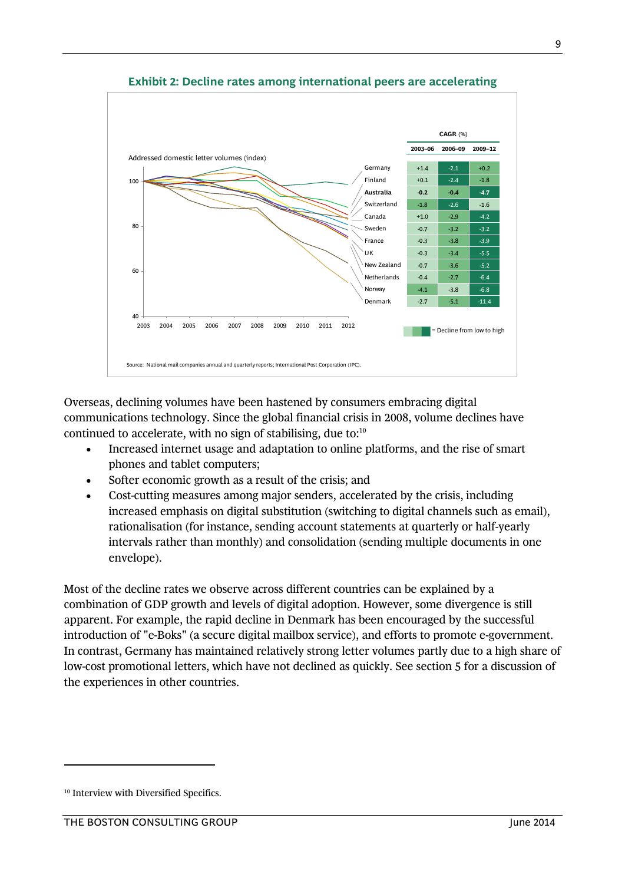**Exhibit 2: Decline rates among international peers are accelerating**

Addressed domestic letter volumes (index)

| | CAGR (%) | | |
|---|---|---|---|
| | 2003–06 | 2006–09 | 2009–12 |
| Germany | +1.4 | -2.1 | +0.2 |
| Finland | +0.1 | -2.4 | -1.8 |
| **Australia** | **-0.2** | **-0.4** | **-4.7** |
| Switzerland | -1.8 | -2.6 | -1.6 |
| Canada | +1.0 | -2.9 | -4.2 |
| Sweden | -0.7 | -3.2 | -3.2 |
| France | -0.3 | -3.8 | -3.9 |
| UK | -0.3 | -3.4 | -5.5 |
| New Zealand | -0.7 | -3.6 | -5.2 |
| Netherlands | -0.4 | -2.7 | -6.4 |
| Norway | -4.1 | -3.8 | -6.8 |
| Denmark | -2.7 | -5.1 | -11.4 |

= Decline from low to high

Source: National mail companies annual and quarterly reports; International Post Corporation (IPC).

Overseas, declining volumes have been hastened by consumers embracing digital communications technology. Since the global financial crisis in 2008, volume declines have continued to accelerate, with no sign of stabilising, due to:[10]

- Increased internet usage and adaptation to online platforms, and the rise of smart phones and tablet computers;
- Softer economic growth as a result of the crisis; and
- Cost-cutting measures among major senders, accelerated by the crisis, including increased emphasis on digital substitution (switching to digital channels such as email), rationalisation (for instance, sending account statements at quarterly or half-yearly intervals rather than monthly) and consolidation (sending multiple documents in one envelope).

Most of the decline rates we observe across different countries can be explained by a combination of GDP growth and levels of digital adoption. However, some divergence is still apparent. For example, the rapid decline in Denmark has been encouraged by the successful introduction of "e-Boks" (a secure digital mailbox service), and efforts to promote e-government. In contrast, Germany has maintained relatively strong letter volumes partly due to a high share of low-cost promotional letters, which have not declined as quickly. See section 5 for a discussion of the experiences in other countries.

[10] Interview with Diversified Specifics.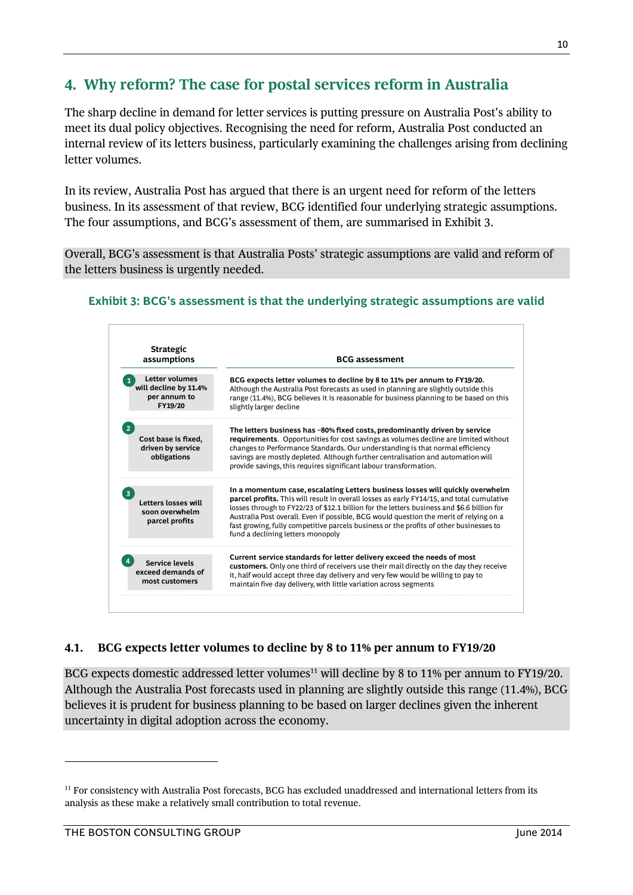## 4. Why reform? The case for postal services reform in Australia

The sharp decline in demand for letter services is putting pressure on Australia Post's ability to meet its dual policy objectives. Recognising the need for reform, Australia Post conducted an internal review of its letters business, particularly examining the challenges arising from declining letter volumes.

In its review, Australia Post has argued that there is an urgent need for reform of the letters business. In its assessment of that review, BCG identified four underlying strategic assumptions. The four assumptions, and BCG's assessment of them, are summarised in Exhibit 3.

Overall, BCG's assessment is that Australia Posts' strategic assumptions are valid and reform of the letters business is urgently needed.

**Exhibit 3: BCG's assessment is that the underlying strategic assumptions are valid**

| Strategic assumptions | BCG assessment |
|---|---|
| 1. Letter volumes will decline by 11.4% per annum to FY19/20 | **BCG expects letter volumes to decline by 8 to 11% per annum to FY19/20.** Although the Australia Post forecasts as used in planning are slightly outside this range (11.4%), BCG believes it is reasonable for business planning to be based on this slightly larger decline |
| 2. Cost base is fixed, driven by service obligations | **The letters business has ~80% fixed costs, predominantly driven by service requirements**. Opportunities for cost savings as volumes decline are limited without changes to Performance Standards. Our understanding is that normal efficiency savings are mostly depleted. Although further centralisation and automation will provide savings, this requires significant labour transformation. |
| 3. Letters losses will soon overwhelm parcel profits | **In a momentum case, escalating Letters business losses will quickly overwhelm parcel profits.** This will result in overall losses as early FY14/15, and total cumulative losses through to FY22/23 of $12.1 billion for the letters business and $6.6 billion for Australia Post overall. Even if possible, BCG would question the merit of relying on a fast growing, fully competitive parcels business or the profits of other businesses to fund a declining letters monopoly |
| 4. Service levels exceed demands of most customers | **Current service standards for letter delivery exceed the needs of most customers.** Only one third of receivers use their mail directly on the day they receive it, half would accept three day delivery and very few would be willing to pay to maintain five day delivery, with little variation across segments |

### 4.1. BCG expects letter volumes to decline by 8 to 11% per annum to FY19/20

BCG expects domestic addressed letter volumes[11] will decline by 8 to 11% per annum to FY19/20. Although the Australia Post forecasts used in planning are slightly outside this range (11.4%), BCG believes it is prudent for business planning to be based on larger declines given the inherent uncertainty in digital adoption across the economy.

[11] For consistency with Australia Post forecasts, BCG has excluded unaddressed and international letters from its analysis as these make a relatively small contribution to total revenue.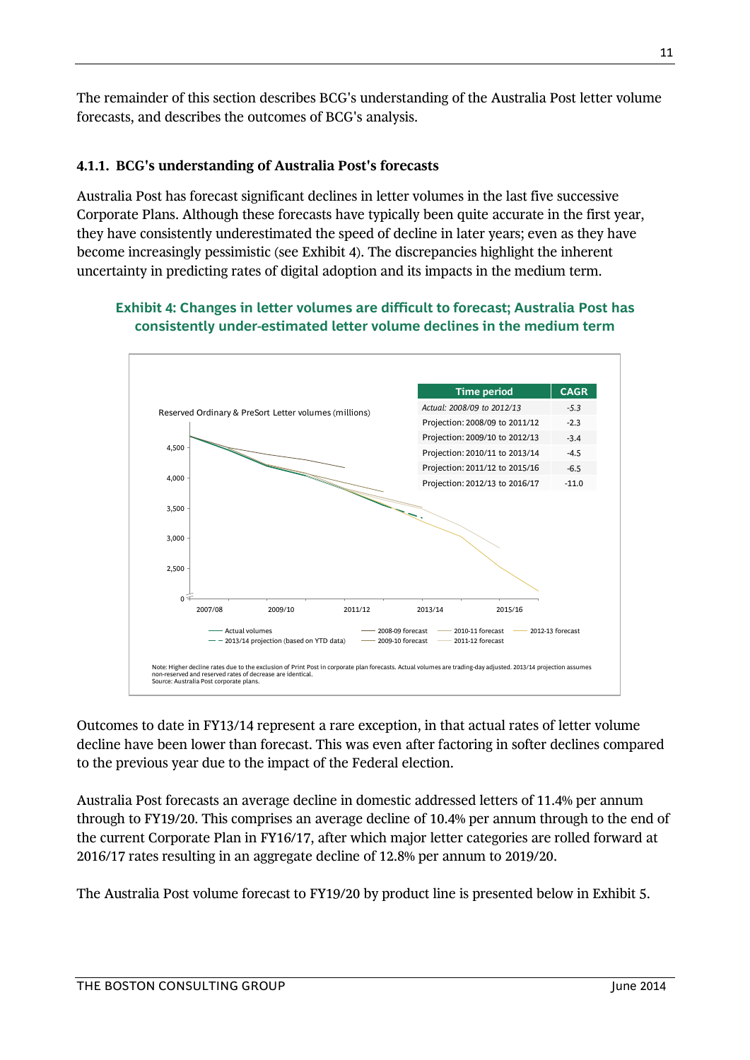The remainder of this section describes BCG's understanding of the Australia Post letter volume forecasts, and describes the outcomes of BCG's analysis.

### 4.1.1. BCG's understanding of Australia Post's forecasts

Australia Post has forecast significant declines in letter volumes in the last five successive Corporate Plans. Although these forecasts have typically been quite accurate in the first year, they have consistently underestimated the speed of decline in later years; even as they have become increasingly pessimistic (see Exhibit 4). The discrepancies highlight the inherent uncertainty in predicting rates of digital adoption and its impacts in the medium term.

**Exhibit 4: Changes in letter volumes are difficult to forecast; Australia Post has consistently under-estimated letter volume declines in the medium term**

Reserved Ordinary & PreSort Letter volumes (millions)

| Time period | CAGR |
|---|---|
| *Actual: 2008/09 to 2012/13* | *-5.3* |
| Projection: 2008/09 to 2011/12 | -2.3 |
| Projection: 2009/10 to 2012/13 | -3.4 |
| Projection: 2010/11 to 2013/14 | -4.5 |
| Projection: 2011/12 to 2015/16 | -6.5 |
| Projection: 2012/13 to 2016/17 | -11.0 |

Legend: Actual volumes; 2013/14 projection (based on YTD data); 2008-09 forecast; 2009-10 forecast; 2010-11 forecast; 2011-12 forecast; 2012-13 forecast

Note: Higher decline rates due to the exclusion of Print Post in corporate plan forecasts. Actual volumes are trading-day adjusted. 2013/14 projection assumes non-reserved and reserved rates of decrease are identical.
Source: Australia Post corporate plans.

Outcomes to date in FY13/14 represent a rare exception, in that actual rates of letter volume decline have been lower than forecast. This was even after factoring in softer declines compared to the previous year due to the impact of the Federal election.

Australia Post forecasts an average decline in domestic addressed letters of 11.4% per annum through to FY19/20. This comprises an average decline of 10.4% per annum through to the end of the current Corporate Plan in FY16/17, after which major letter categories are rolled forward at 2016/17 rates resulting in an aggregate decline of 12.8% per annum to 2019/20.

The Australia Post volume forecast to FY19/20 by product line is presented below in Exhibit 5.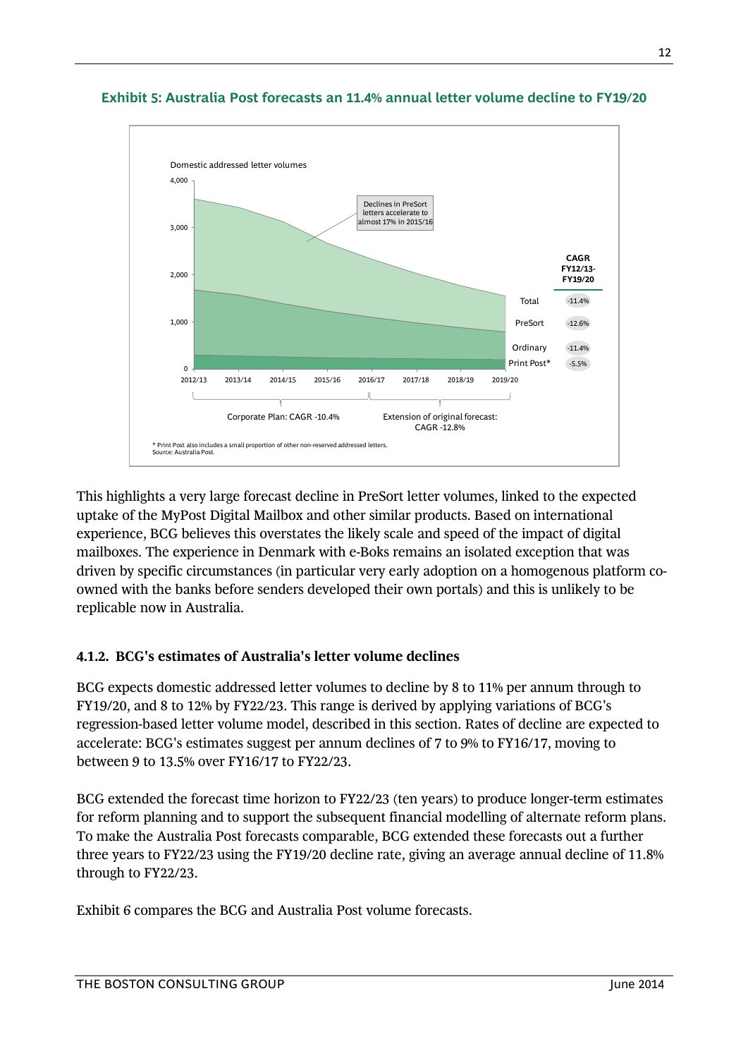**Exhibit 5: Australia Post forecasts an 11.4% annual letter volume decline to FY19/20**

Domestic addressed letter volumes

Declines in PreSort letters accelerate to almost 17% in 2015/16

| | CAGR FY12/13-FY19/20 |
|---|---|
| Total | -11.4% |
| PreSort | -12.6% |
| Ordinary | -11.4% |
| Print Post* | -5.5% |

Corporate Plan: CAGR -10.4%

Extension of original forecast: CAGR -12.8%

\* Print Post also includes a small proportion of other non-reserved addressed letters.
Source: Australia Post.

This highlights a very large forecast decline in PreSort letter volumes, linked to the expected uptake of the MyPost Digital Mailbox and other similar products. Based on international experience, BCG believes this overstates the likely scale and speed of the impact of digital mailboxes. The experience in Denmark with e-Boks remains an isolated exception that was driven by specific circumstances (in particular very early adoption on a homogenous platform co-owned with the banks before senders developed their own portals) and this is unlikely to be replicable now in Australia.

### 4.1.2. BCG's estimates of Australia's letter volume declines

BCG expects domestic addressed letter volumes to decline by 8 to 11% per annum through to FY19/20, and 8 to 12% by FY22/23. This range is derived by applying variations of BCG's regression-based letter volume model, described in this section. Rates of decline are expected to accelerate: BCG's estimates suggest per annum declines of 7 to 9% to FY16/17, moving to between 9 to 13.5% over FY16/17 to FY22/23.

BCG extended the forecast time horizon to FY22/23 (ten years) to produce longer-term estimates for reform planning and to support the subsequent financial modelling of alternate reform plans. To make the Australia Post forecasts comparable, BCG extended these forecasts out a further three years to FY22/23 using the FY19/20 decline rate, giving an average annual decline of 11.8% through to FY22/23.

Exhibit 6 compares the BCG and Australia Post volume forecasts.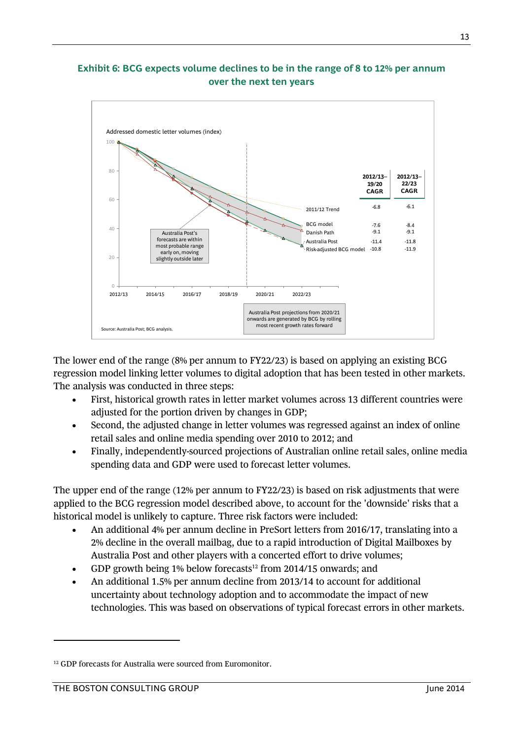**Exhibit 6: BCG expects volume declines to be in the range of 8 to 12% per annum over the next ten years**

Addressed domestic letter volumes (index)

| | 2012/13–19/20 CAGR | 2012/13–22/23 CAGR |
|---|---|---|
| 2011/12 Trend | -6.8 | -6.1 |
| BCG model | -7.6 | -8.4 |
| Danish Path | -9.1 | -9.1 |
| Australia Post | -11.4 | -11.8 |
| Risk-adjusted BCG model | -10.8 | -11.9 |

Australia Post's forecasts are within most probable range early on, moving slightly outside later

Australia Post projections from 2020/21 onwards are generated by BCG by rolling most recent growth rates forward

Source: Australia Post; BCG analysis.

The lower end of the range (8% per annum to FY22/23) is based on applying an existing BCG regression model linking letter volumes to digital adoption that has been tested in other markets. The analysis was conducted in three steps:

- First, historical growth rates in letter market volumes across 13 different countries were adjusted for the portion driven by changes in GDP;
- Second, the adjusted change in letter volumes was regressed against an index of online retail sales and online media spending over 2010 to 2012; and
- Finally, independently-sourced projections of Australian online retail sales, online media spending data and GDP were used to forecast letter volumes.

The upper end of the range (12% per annum to FY22/23) is based on risk adjustments that were applied to the BCG regression model described above, to account for the 'downside' risks that a historical model is unlikely to capture. Three risk factors were included:

- An additional 4% per annum decline in PreSort letters from 2016/17, translating into a 2% decline in the overall mailbag, due to a rapid introduction of Digital Mailboxes by Australia Post and other players with a concerted effort to drive volumes;
- GDP growth being 1% below forecasts[12] from 2014/15 onwards; and
- An additional 1.5% per annum decline from 2013/14 to account for additional uncertainty about technology adoption and to accommodate the impact of new technologies. This was based on observations of typical forecast errors in other markets.

[12] GDP forecasts for Australia were sourced from Euromonitor.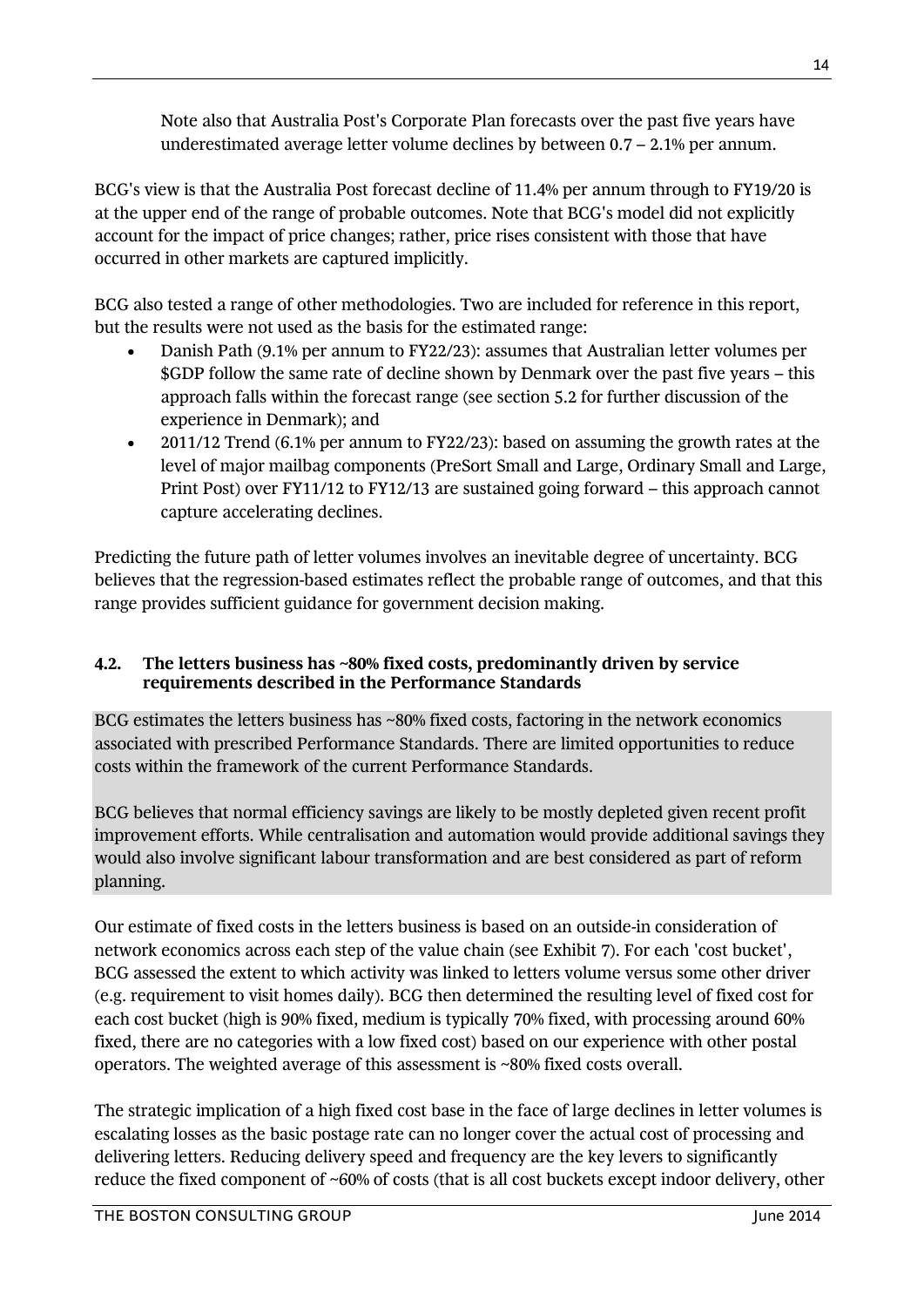Note also that Australia Post's Corporate Plan forecasts over the past five years have underestimated average letter volume declines by between 0.7 – 2.1% per annum.

BCG's view is that the Australia Post forecast decline of 11.4% per annum through to FY19/20 is at the upper end of the range of probable outcomes. Note that BCG's model did not explicitly account for the impact of price changes; rather, price rises consistent with those that have occurred in other markets are captured implicitly.

BCG also tested a range of other methodologies. Two are included for reference in this report, but the results were not used as the basis for the estimated range:

- Danish Path (9.1% per annum to FY22/23): assumes that Australian letter volumes per $GDP follow the same rate of decline shown by Denmark over the past five years – this approach falls within the forecast range (see section 5.2 for further discussion of the experience in Denmark); and
- 2011/12 Trend (6.1% per annum to FY22/23): based on assuming the growth rates at the level of major mailbag components (PreSort Small and Large, Ordinary Small and Large, Print Post) over FY11/12 to FY12/13 are sustained going forward – this approach cannot capture accelerating declines.

Predicting the future path of letter volumes involves an inevitable degree of uncertainty. BCG believes that the regression-based estimates reflect the probable range of outcomes, and that this range provides sufficient guidance for government decision making.

### 4.2. The letters business has ~80% fixed costs, predominantly driven by service requirements described in the Performance Standards

BCG estimates the letters business has ~80% fixed costs, factoring in the network economics associated with prescribed Performance Standards. There are limited opportunities to reduce costs within the framework of the current Performance Standards.

BCG believes that normal efficiency savings are likely to be mostly depleted given recent profit improvement efforts. While centralisation and automation would provide additional savings they would also involve significant labour transformation and are best considered as part of reform planning.

Our estimate of fixed costs in the letters business is based on an outside-in consideration of network economics across each step of the value chain (see Exhibit 7). For each 'cost bucket', BCG assessed the extent to which activity was linked to letters volume versus some other driver (e.g. requirement to visit homes daily). BCG then determined the resulting level of fixed cost for each cost bucket (high is 90% fixed, medium is typically 70% fixed, with processing around 60% fixed, there are no categories with a low fixed cost) based on our experience with other postal operators. The weighted average of this assessment is ~80% fixed costs overall.

The strategic implication of a high fixed cost base in the face of large declines in letter volumes is escalating losses as the basic postage rate can no longer cover the actual cost of processing and delivering letters. Reducing delivery speed and frequency are the key levers to significantly reduce the fixed component of ~60% of costs (that is all cost buckets except indoor delivery, other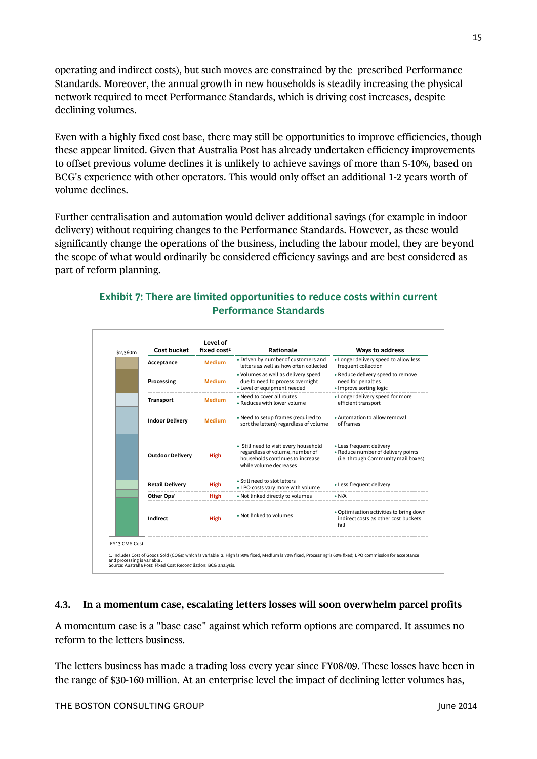operating and indirect costs), but such moves are constrained by the prescribed Performance Standards. Moreover, the annual growth in new households is steadily increasing the physical network required to meet Performance Standards, which is driving cost increases, despite declining volumes.

Even with a highly fixed cost base, there may still be opportunities to improve efficiencies, though these appear limited. Given that Australia Post has already undertaken efficiency improvements to offset previous volume declines it is unlikely to achieve savings of more than 5-10%, based on BCG's experience with other operators. This would only offset an additional 1-2 years worth of volume declines.

Further centralisation and automation would deliver additional savings (for example in indoor delivery) without requiring changes to the Performance Standards. However, as these would significantly change the operations of the business, including the labour model, they are beyond the scope of what would ordinarily be considered efficiency savings and are best considered as part of reform planning.

**Exhibit 7: There are limited opportunities to reduce costs within current Performance Standards**

$2,360m — FY13 CMS Cost

| Cost bucket | Level of fixed cost[2] | Rationale | Ways to address |
|---|---|---|---|
| Acceptance | Medium | • Driven by number of customers and letters as well as how often collected | • Longer delivery speed to allow less frequent collection |
| Processing | Medium | • Volumes as well as delivery speed due to need to process overnight<br>• Level of equipment needed | • Reduce delivery speed to remove need for penalties<br>• Improve sorting logic |
| Transport | Medium | • Need to cover all routes<br>• Reduces with lower volume | • Longer delivery speed for more efficient transport |
| Indoor Delivery | Medium | • Need to setup frames (required to sort the letters) regardless of volume | • Automation to allow removal of frames |
| Outdoor Delivery | High | • Still need to visit every household regardless of volume, number of households continues to increase while volume decreases | • Less frequent delivery<br>• Reduce number of delivery points (i.e. through Community mail boxes) |
| Retail Delivery | High | • Still need to slot letters<br>• LPO costs vary more with volume | • Less frequent delivery |
| Other Ops[1] | High | • Not linked directly to volumes | • N/A |
| Indirect | High | • Not linked to volumes | • Optimisation activities to bring down indirect costs as other cost buckets fall |

1. Includes Cost of Goods Sold (COGs) which is variable 2. High is 90% fixed, Medium is 70% fixed, Processing is 60% fixed; LPO commission for acceptance and processing is variable.
Source: Australia Post: Fixed Cost Reconciliation; BCG analysis.

### 4.3. In a momentum case, escalating letters losses will soon overwhelm parcel profits

A momentum case is a "base case" against which reform options are compared. It assumes no reform to the letters business.

The letters business has made a trading loss every year since FY08/09. These losses have been in the range of $30-160 million. At an enterprise level the impact of declining letter volumes has,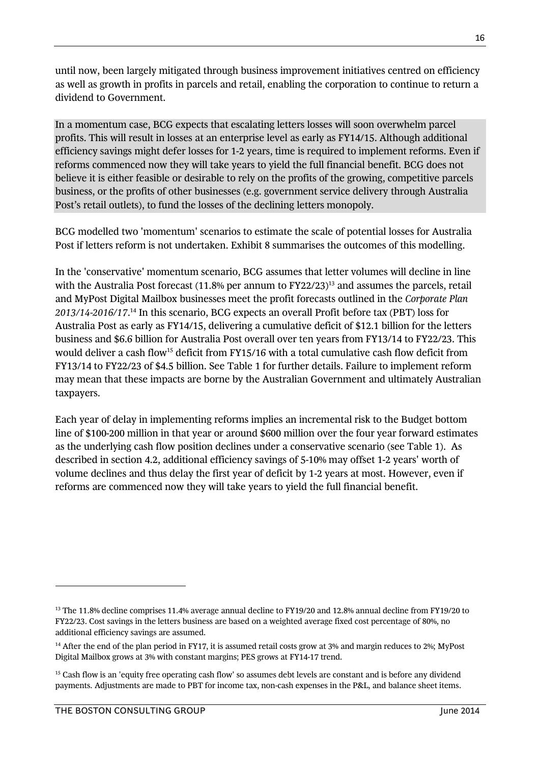until now, been largely mitigated through business improvement initiatives centred on efficiency as well as growth in profits in parcels and retail, enabling the corporation to continue to return a dividend to Government.

In a momentum case, BCG expects that escalating letters losses will soon overwhelm parcel profits. This will result in losses at an enterprise level as early as FY14/15. Although additional efficiency savings might defer losses for 1-2 years, time is required to implement reforms. Even if reforms commenced now they will take years to yield the full financial benefit. BCG does not believe it is either feasible or desirable to rely on the profits of the growing, competitive parcels business, or the profits of other businesses (e.g. government service delivery through Australia Post's retail outlets), to fund the losses of the declining letters monopoly.

BCG modelled two 'momentum' scenarios to estimate the scale of potential losses for Australia Post if letters reform is not undertaken. Exhibit 8 summarises the outcomes of this modelling.

In the 'conservative' momentum scenario, BCG assumes that letter volumes will decline in line with the Australia Post forecast (11.8% per annum to FY22/23)[13] and assumes the parcels, retail and MyPost Digital Mailbox businesses meet the profit forecasts outlined in the *Corporate Plan 2013/14-2016/17*.[14] In this scenario, BCG expects an overall Profit before tax (PBT) loss for Australia Post as early as FY14/15, delivering a cumulative deficit of $12.1 billion for the letters business and $6.6 billion for Australia Post overall over ten years from FY13/14 to FY22/23. This would deliver a cash flow[15] deficit from FY15/16 with a total cumulative cash flow deficit from FY13/14 to FY22/23 of $4.5 billion. See Table 1 for further details. Failure to implement reform may mean that these impacts are borne by the Australian Government and ultimately Australian taxpayers.

Each year of delay in implementing reforms implies an incremental risk to the Budget bottom line of $100-200 million in that year or around $600 million over the four year forward estimates as the underlying cash flow position declines under a conservative scenario (see Table 1). As described in section 4.2, additional efficiency savings of 5-10% may offset 1-2 years' worth of volume declines and thus delay the first year of deficit by 1-2 years at most. However, even if reforms are commenced now they will take years to yield the full financial benefit.

---

[13] The 11.8% decline comprises 11.4% average annual decline to FY19/20 and 12.8% annual decline from FY19/20 to FY22/23. Cost savings in the letters business are based on a weighted average fixed cost percentage of 80%, no additional efficiency savings are assumed.

[14] After the end of the plan period in FY17, it is assumed retail costs grow at 3% and margin reduces to 2%; MyPost Digital Mailbox grows at 3% with constant margins; PES grows at FY14-17 trend.

[15] Cash flow is an 'equity free operating cash flow' so assumes debt levels are constant and is before any dividend payments. Adjustments are made to PBT for income tax, non-cash expenses in the P&L, and balance sheet items.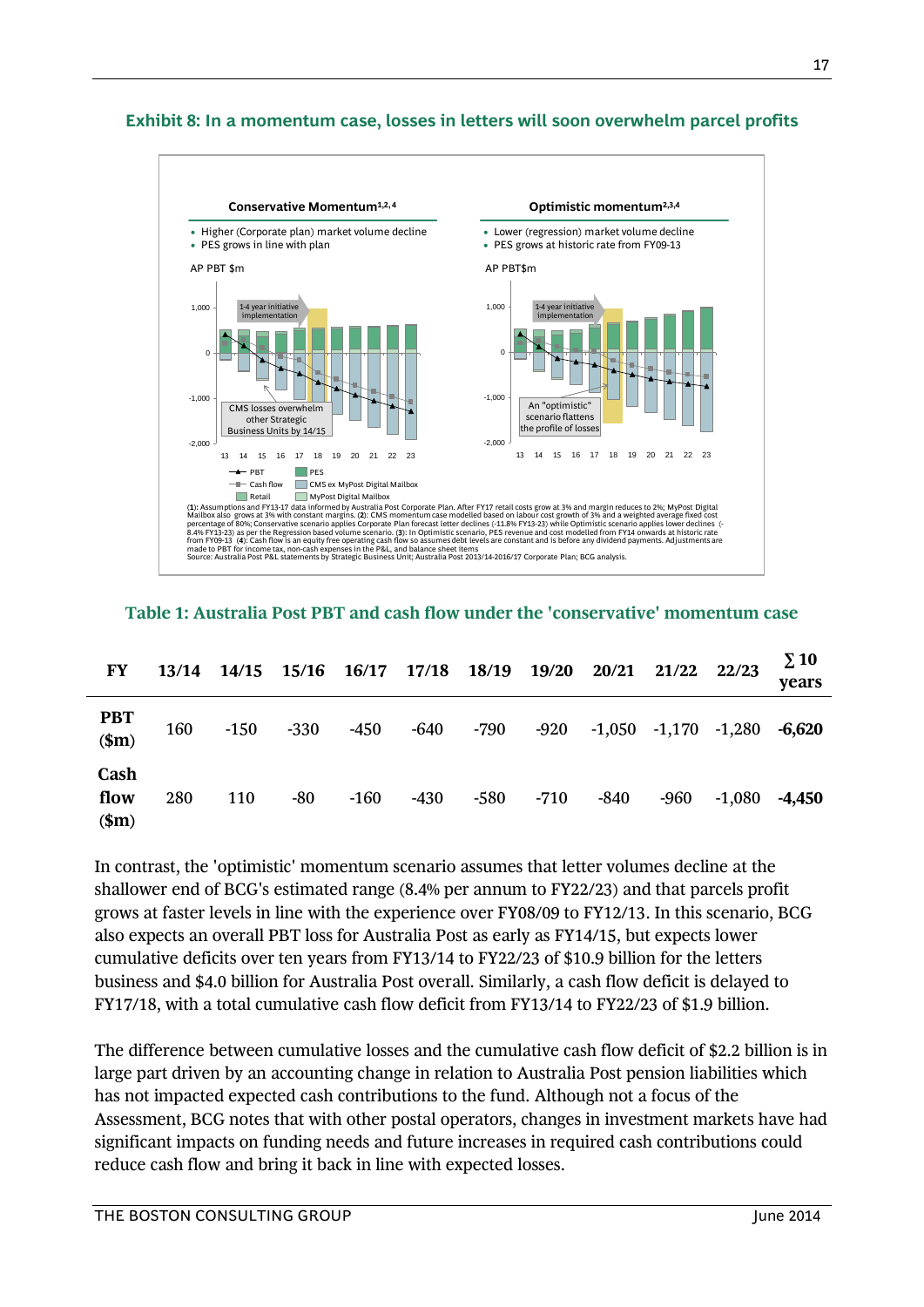### Exhibit 8: In a momentum case, losses in letters will soon overwhelm parcel profits

**Conservative Momentum**[1,2,4]

- Higher (Corporate plan) market volume decline
- PES grows in line with plan

AP PBT $m

**Optimistic momentum**[2,3,4]

- Lower (regression) market volume decline
- PES grows at historic rate from FY09-13

AP PBT$m

1-4 year initiative implementation

CMS losses overwhelm other Strategic Business Units by 14/15

An "optimistic" scenario flattens the profile of losses

Legend: PBT; Cash flow; Retail; PES; CMS ex MyPost Digital Mailbox; MyPost Digital Mailbox

(1): Assumptions and FY13-17 data informed by Australia Post Corporate Plan. After FY17 retail costs grow at 3% and margin reduces to 2%; MyPost Digital Mailbox also grows at 3% with constant margins. (2): CMS momentum case modelled based on labour cost growth of 3% and a weighted average fixed cost percentage of 80%; Conservative scenario applies Corporate Plan forecast letter declines (-11.8% FY13-23) while Optimistic scenario applies lower declines (-8.4% FY13-23) as per the Regression based volume scenario. (3): In Optimistic scenario, PES revenue and cost modelled from FY14 onwards at historic rate from FY09-13 (4): Cash flow is an equity free operating cash flow so assumes debt levels are constant and is before any dividend payments. Adjustments are made to PBT for income tax, non-cash expenses in the P&L, and balance sheet items
Source: Australia Post P&L statements by Strategic Business Unit; Australia Post 2013/14-2016/17 Corporate Plan; BCG analysis.

### Table 1: Australia Post PBT and cash flow under the 'conservative' momentum case

| FY | 13/14 | 14/15 | 15/16 | 16/17 | 17/18 | 18/19 | 19/20 | 20/21 | 21/22 | 22/23 | Σ 10 years |
|---|---|---|---|---|---|---|---|---|---|---|---|
| **PBT ($m)** | 160 | -150 | -330 | -450 | -640 | -790 | -920 | -1,050 | -1,170 | -1,280 | **-6,620** |
| **Cash flow ($m)** | 280 | 110 | -80 | -160 | -430 | -580 | -710 | -840 | -960 | -1,080 | **-4,450** |

In contrast, the 'optimistic' momentum scenario assumes that letter volumes decline at the shallower end of BCG's estimated range (8.4% per annum to FY22/23) and that parcels profit grows at faster levels in line with the experience over FY08/09 to FY12/13. In this scenario, BCG also expects an overall PBT loss for Australia Post as early as FY14/15, but expects lower cumulative deficits over ten years from FY13/14 to FY22/23 of $10.9 billion for the letters business and $4.0 billion for Australia Post overall. Similarly, a cash flow deficit is delayed to FY17/18, with a total cumulative cash flow deficit from FY13/14 to FY22/23 of $1.9 billion.

The difference between cumulative losses and the cumulative cash flow deficit of $2.2 billion is in large part driven by an accounting change in relation to Australia Post pension liabilities which has not impacted expected cash contributions to the fund. Although not a focus of the Assessment, BCG notes that with other postal operators, changes in investment markets have had significant impacts on funding needs and future increases in required cash contributions could reduce cash flow and bring it back in line with expected losses.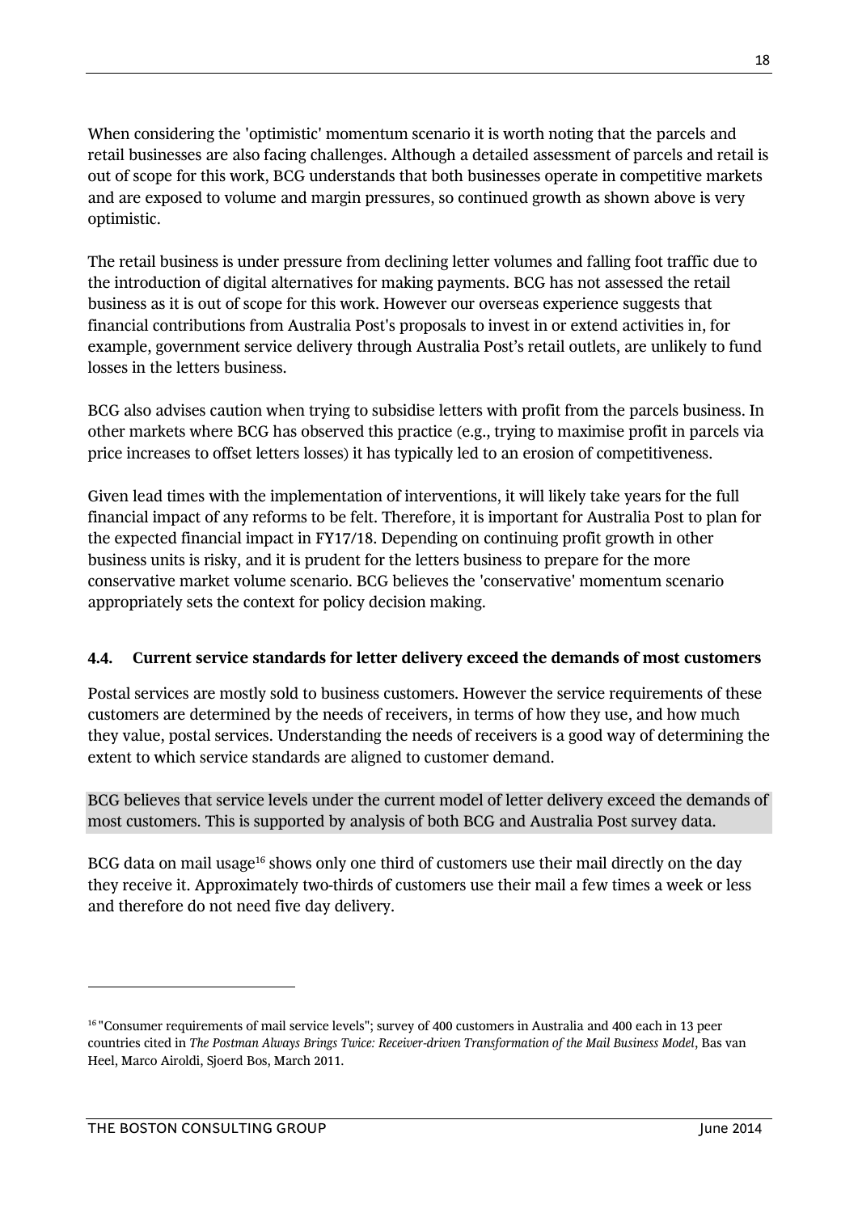When considering the 'optimistic' momentum scenario it is worth noting that the parcels and retail businesses are also facing challenges. Although a detailed assessment of parcels and retail is out of scope for this work, BCG understands that both businesses operate in competitive markets and are exposed to volume and margin pressures, so continued growth as shown above is very optimistic.

The retail business is under pressure from declining letter volumes and falling foot traffic due to the introduction of digital alternatives for making payments. BCG has not assessed the retail business as it is out of scope for this work. However our overseas experience suggests that financial contributions from Australia Post's proposals to invest in or extend activities in, for example, government service delivery through Australia Post's retail outlets, are unlikely to fund losses in the letters business.

BCG also advises caution when trying to subsidise letters with profit from the parcels business. In other markets where BCG has observed this practice (e.g., trying to maximise profit in parcels via price increases to offset letters losses) it has typically led to an erosion of competitiveness.

Given lead times with the implementation of interventions, it will likely take years for the full financial impact of any reforms to be felt. Therefore, it is important for Australia Post to plan for the expected financial impact in FY17/18. Depending on continuing profit growth in other business units is risky, and it is prudent for the letters business to prepare for the more conservative market volume scenario. BCG believes the 'conservative' momentum scenario appropriately sets the context for policy decision making.

### 4.4. Current service standards for letter delivery exceed the demands of most customers

Postal services are mostly sold to business customers. However the service requirements of these customers are determined by the needs of receivers, in terms of how they use, and how much they value, postal services. Understanding the needs of receivers is a good way of determining the extent to which service standards are aligned to customer demand.

BCG believes that service levels under the current model of letter delivery exceed the demands of most customers. This is supported by analysis of both BCG and Australia Post survey data.

BCG data on mail usage[16] shows only one third of customers use their mail directly on the day they receive it. Approximately two-thirds of customers use their mail a few times a week or less and therefore do not need five day delivery.

[16] "Consumer requirements of mail service levels"; survey of 400 customers in Australia and 400 each in 13 peer countries cited in *The Postman Always Brings Twice: Receiver-driven Transformation of the Mail Business Model*, Bas van Heel, Marco Airoldi, Sjoerd Bos, March 2011.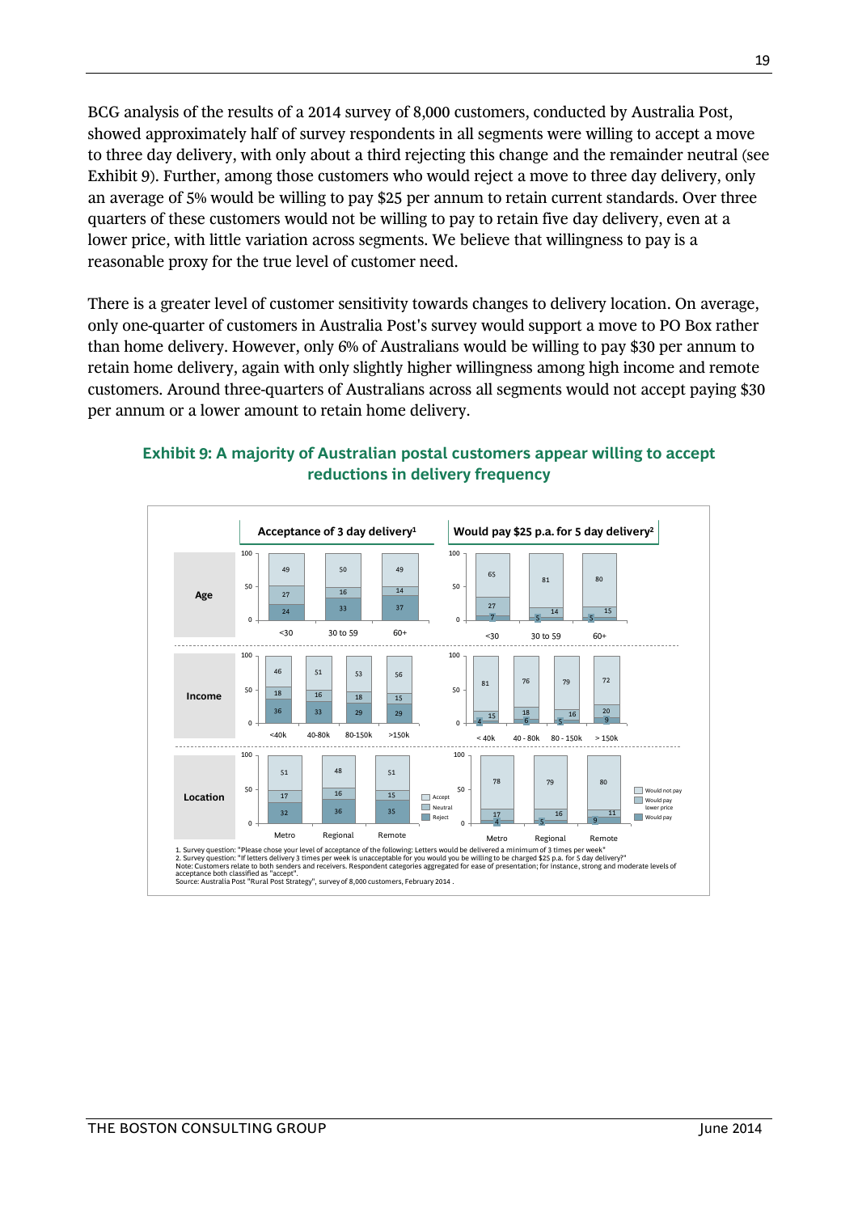BCG analysis of the results of a 2014 survey of 8,000 customers, conducted by Australia Post, showed approximately half of survey respondents in all segments were willing to accept a move to three day delivery, with only about a third rejecting this change and the remainder neutral (see Exhibit 9). Further, among those customers who would reject a move to three day delivery, only an average of 5% would be willing to pay $25 per annum to retain current standards. Over three quarters of these customers would not be willing to pay to retain five day delivery, even at a lower price, with little variation across segments. We believe that willingness to pay is a reasonable proxy for the true level of customer need.

There is a greater level of customer sensitivity towards changes to delivery location. On average, only one-quarter of customers in Australia Post's survey would support a move to PO Box rather than home delivery. However, only 6% of Australians would be willing to pay $30 per annum to retain home delivery, again with only slightly higher willingness among high income and remote customers. Around three-quarters of Australians across all segments would not accept paying $30 per annum or a lower amount to retain home delivery.

**Exhibit 9: A majority of Australian postal customers appear willing to accept reductions in delivery frequency**

**Acceptance of 3 day delivery[1]**

| Segment | Group | Accept | Neutral | Reject |
|---|---|---|---|---|
| Age | <30 | 49 | 27 | 24 |
| | 30 to 59 | 50 | 16 | 33 |
| | 60+ | 49 | 14 | 37 |
| Income | <40k | 46 | 18 | 36 |
| | 40-80k | 51 | 16 | 33 |
| | 80-150k | 53 | 18 | 29 |
| | >150k | 56 | 15 | 29 |
| Location | Metro | 51 | 17 | 32 |
| | Regional | 48 | 16 | 36 |
| | Remote | 51 | 15 | 35 |

**Would pay $25 p.a. for 5 day delivery[2]**

| Segment | Group | Would not pay | Would pay lower price | Would pay |
|---|---|---|---|---|
| Age | <30 | 65 | 27 | 7 |
| | 30 to 59 | 81 | 14 | 5 |
| | 60+ | 80 | 15 | 5 |
| Income | < 40k | 81 | 15 | 4 |
| | 40 - 80k | 76 | 18 | 6 |
| | 80 - 150k | 79 | 16 | 5 |
| | > 150k | 72 | 20 | 9 |
| Location | Metro | 78 | 17 | 4 |
| | Regional | 79 | 16 | 5 |
| | Remote | 80 | 11 | 9 |

1. Survey question: "Please chose your level of acceptance of the following: Letters would be delivered a minimum of 3 times per week"
2. Survey question: "If letters delivery 3 times per week is unacceptable for you would you be willing to be charged $25 p.a. for 5 day delivery?"
Note: Customers relate to both senders and receivers. Respondent categories aggregated for ease of presentation; for instance, strong and moderate levels of acceptance both classified as "accept".
Source: Australia Post "Rural Post Strategy", survey of 8,000 customers, February 2014 .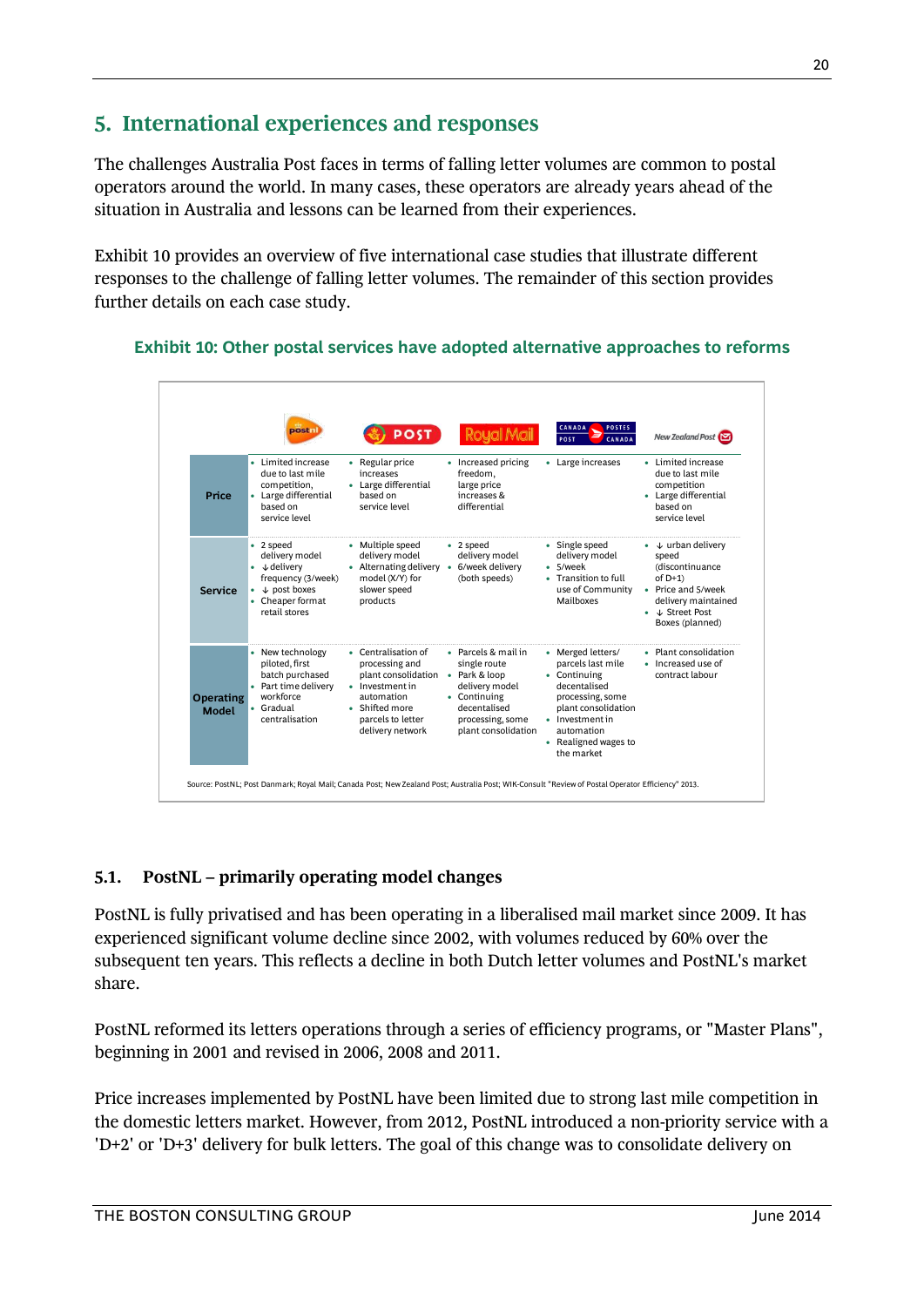## 5. International experiences and responses

The challenges Australia Post faces in terms of falling letter volumes are common to postal operators around the world. In many cases, these operators are already years ahead of the situation in Australia and lessons can be learned from their experiences.

Exhibit 10 provides an overview of five international case studies that illustrate different responses to the challenge of falling letter volumes. The remainder of this section provides further details on each case study.

**Exhibit 10: Other postal services have adopted alternative approaches to reforms**

| | PostNL | Post (Post Danmark) | Royal Mail | Canada Post | New Zealand Post |
|---|---|---|---|---|---|
| **Price** | • Limited increase due to last mile competition, • Large differential based on service level | • Regular price increases • Large differential based on service level | • Increased pricing freedom, large price increases & differential | • Large increases | • Limited increase due to last mile competition • Large differential based on service level |
| **Service** | • 2 speed delivery model • ↓delivery frequency (3/week) • ↓ post boxes • Cheaper format retail stores | • Multiple speed delivery model • Alternating delivery model (X/Y) for slower speed products | • 2 speed delivery model • 6/week delivery (both speeds) | • Single speed delivery model • 5/week • Transition to full use of Community Mailboxes | • ↓ urban delivery speed (discontinuance of D+1) • Price and 5/week delivery maintained • ↓ Street Post Boxes (planned) |
| **Operating Model** | • New technology piloted, first batch purchased • Part time delivery workforce • Gradual centralisation | • Centralisation of processing and plant consolidation • Investment in automation • Shifted more parcels to letter delivery network | • Parcels & mail in single route • Park & loop delivery model • Continuing decentralised processing, some plant consolidation | • Merged letters/ parcels last mile • Continuing decentralised processing, some plant consolidation • Investment in automation • Realigned wages to the market | • Plant consolidation • Increased use of contract labour |

Source: PostNL; Post Danmark; Royal Mail; Canada Post; New Zealand Post; Australia Post; WIK-Consult "Review of Postal Operator Efficiency" 2013.

### 5.1. PostNL – primarily operating model changes

PostNL is fully privatised and has been operating in a liberalised mail market since 2009. It has experienced significant volume decline since 2002, with volumes reduced by 60% over the subsequent ten years. This reflects a decline in both Dutch letter volumes and PostNL's market share.

PostNL reformed its letters operations through a series of efficiency programs, or "Master Plans", beginning in 2001 and revised in 2006, 2008 and 2011.

Price increases implemented by PostNL have been limited due to strong last mile competition in the domestic letters market. However, from 2012, PostNL introduced a non-priority service with a 'D+2' or 'D+3' delivery for bulk letters. The goal of this change was to consolidate delivery on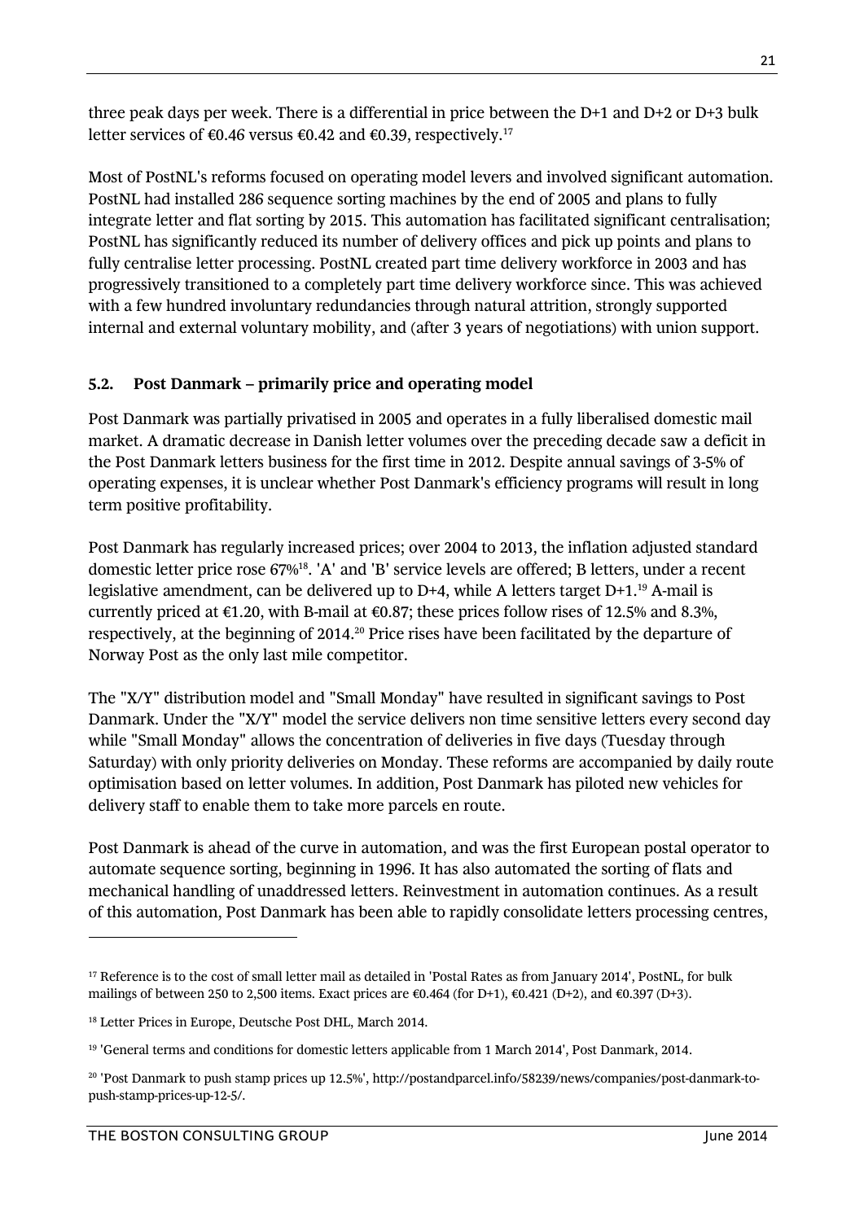three peak days per week. There is a differential in price between the D+1 and D+2 or D+3 bulk letter services of €0.46 versus €0.42 and €0.39, respectively.[17]

Most of PostNL's reforms focused on operating model levers and involved significant automation. PostNL had installed 286 sequence sorting machines by the end of 2005 and plans to fully integrate letter and flat sorting by 2015. This automation has facilitated significant centralisation; PostNL has significantly reduced its number of delivery offices and pick up points and plans to fully centralise letter processing. PostNL created part time delivery workforce in 2003 and has progressively transitioned to a completely part time delivery workforce since. This was achieved with a few hundred involuntary redundancies through natural attrition, strongly supported internal and external voluntary mobility, and (after 3 years of negotiations) with union support.

### 5.2. Post Danmark – primarily price and operating model

Post Danmark was partially privatised in 2005 and operates in a fully liberalised domestic mail market. A dramatic decrease in Danish letter volumes over the preceding decade saw a deficit in the Post Danmark letters business for the first time in 2012. Despite annual savings of 3-5% of operating expenses, it is unclear whether Post Danmark's efficiency programs will result in long term positive profitability.

Post Danmark has regularly increased prices; over 2004 to 2013, the inflation adjusted standard domestic letter price rose 67%[18]. 'A' and 'B' service levels are offered; B letters, under a recent legislative amendment, can be delivered up to D+4, while A letters target D+1.[19] A-mail is currently priced at €1.20, with B-mail at €0.87; these prices follow rises of 12.5% and 8.3%, respectively, at the beginning of 2014.[20] Price rises have been facilitated by the departure of Norway Post as the only last mile competitor.

The "X/Y" distribution model and "Small Monday" have resulted in significant savings to Post Danmark. Under the "X/Y" model the service delivers non time sensitive letters every second day while "Small Monday" allows the concentration of deliveries in five days (Tuesday through Saturday) with only priority deliveries on Monday. These reforms are accompanied by daily route optimisation based on letter volumes. In addition, Post Danmark has piloted new vehicles for delivery staff to enable them to take more parcels en route.

Post Danmark is ahead of the curve in automation, and was the first European postal operator to automate sequence sorting, beginning in 1996. It has also automated the sorting of flats and mechanical handling of unaddressed letters. Reinvestment in automation continues. As a result of this automation, Post Danmark has been able to rapidly consolidate letters processing centres,

---

[17] Reference is to the cost of small letter mail as detailed in 'Postal Rates as from January 2014', PostNL, for bulk mailings of between 250 to 2,500 items. Exact prices are €0.464 (for D+1), €0.421 (D+2), and €0.397 (D+3).

[18] Letter Prices in Europe, Deutsche Post DHL, March 2014.

[19] 'General terms and conditions for domestic letters applicable from 1 March 2014', Post Danmark, 2014.

[20] 'Post Danmark to push stamp prices up 12.5%', http://postandparcel.info/58239/news/companies/post-danmark-to-push-stamp-prices-up-12-5/.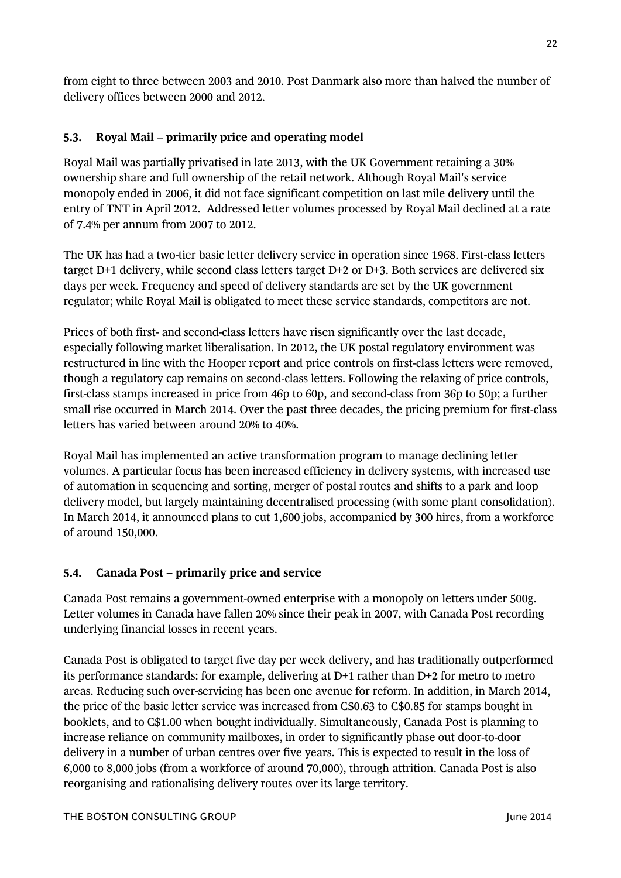from eight to three between 2003 and 2010. Post Danmark also more than halved the number of delivery offices between 2000 and 2012.

### 5.3. Royal Mail – primarily price and operating model

Royal Mail was partially privatised in late 2013, with the UK Government retaining a 30% ownership share and full ownership of the retail network. Although Royal Mail's service monopoly ended in 2006, it did not face significant competition on last mile delivery until the entry of TNT in April 2012. Addressed letter volumes processed by Royal Mail declined at a rate of 7.4% per annum from 2007 to 2012.

The UK has had a two-tier basic letter delivery service in operation since 1968. First-class letters target D+1 delivery, while second class letters target D+2 or D+3. Both services are delivered six days per week. Frequency and speed of delivery standards are set by the UK government regulator; while Royal Mail is obligated to meet these service standards, competitors are not.

Prices of both first- and second-class letters have risen significantly over the last decade, especially following market liberalisation. In 2012, the UK postal regulatory environment was restructured in line with the Hooper report and price controls on first-class letters were removed, though a regulatory cap remains on second-class letters. Following the relaxing of price controls, first-class stamps increased in price from 46p to 60p, and second-class from 36p to 50p; a further small rise occurred in March 2014. Over the past three decades, the pricing premium for first-class letters has varied between around 20% to 40%.

Royal Mail has implemented an active transformation program to manage declining letter volumes. A particular focus has been increased efficiency in delivery systems, with increased use of automation in sequencing and sorting, merger of postal routes and shifts to a park and loop delivery model, but largely maintaining decentralised processing (with some plant consolidation). In March 2014, it announced plans to cut 1,600 jobs, accompanied by 300 hires, from a workforce of around 150,000.

### 5.4. Canada Post – primarily price and service

Canada Post remains a government-owned enterprise with a monopoly on letters under 500g. Letter volumes in Canada have fallen 20% since their peak in 2007, with Canada Post recording underlying financial losses in recent years.

Canada Post is obligated to target five day per week delivery, and has traditionally outperformed its performance standards: for example, delivering at D+1 rather than D+2 for metro to metro areas. Reducing such over-servicing has been one avenue for reform. In addition, in March 2014, the price of the basic letter service was increased from C$0.63 to C$0.85 for stamps bought in booklets, and to C$1.00 when bought individually. Simultaneously, Canada Post is planning to increase reliance on community mailboxes, in order to significantly phase out door-to-door delivery in a number of urban centres over five years. This is expected to result in the loss of 6,000 to 8,000 jobs (from a workforce of around 70,000), through attrition. Canada Post is also reorganising and rationalising delivery routes over its large territory.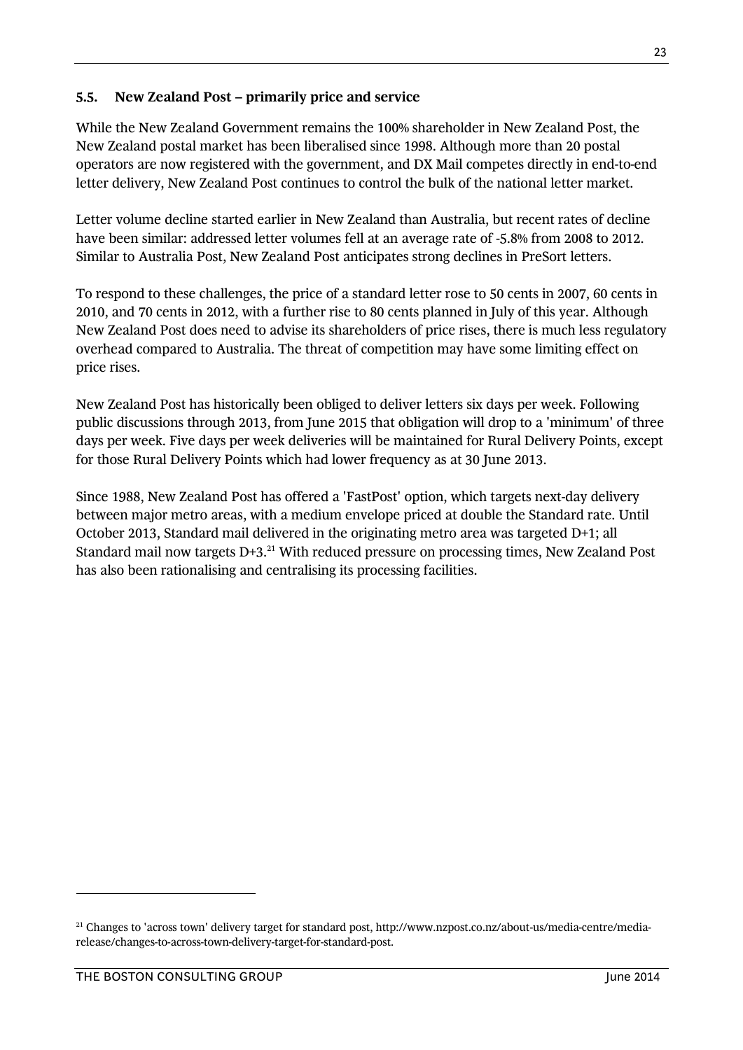### 5.5. New Zealand Post – primarily price and service

While the New Zealand Government remains the 100% shareholder in New Zealand Post, the New Zealand postal market has been liberalised since 1998. Although more than 20 postal operators are now registered with the government, and DX Mail competes directly in end-to-end letter delivery, New Zealand Post continues to control the bulk of the national letter market.

Letter volume decline started earlier in New Zealand than Australia, but recent rates of decline have been similar: addressed letter volumes fell at an average rate of -5.8% from 2008 to 2012. Similar to Australia Post, New Zealand Post anticipates strong declines in PreSort letters.

To respond to these challenges, the price of a standard letter rose to 50 cents in 2007, 60 cents in 2010, and 70 cents in 2012, with a further rise to 80 cents planned in July of this year. Although New Zealand Post does need to advise its shareholders of price rises, there is much less regulatory overhead compared to Australia. The threat of competition may have some limiting effect on price rises.

New Zealand Post has historically been obliged to deliver letters six days per week. Following public discussions through 2013, from June 2015 that obligation will drop to a 'minimum' of three days per week. Five days per week deliveries will be maintained for Rural Delivery Points, except for those Rural Delivery Points which had lower frequency as at 30 June 2013.

Since 1988, New Zealand Post has offered a 'FastPost' option, which targets next-day delivery between major metro areas, with a medium envelope priced at double the Standard rate. Until October 2013, Standard mail delivered in the originating metro area was targeted D+1; all Standard mail now targets D+3.[21] With reduced pressure on processing times, New Zealand Post has also been rationalising and centralising its processing facilities.

---

[21] Changes to 'across town' delivery target for standard post, http://www.nzpost.co.nz/about-us/media-centre/media-release/changes-to-across-town-delivery-target-for-standard-post.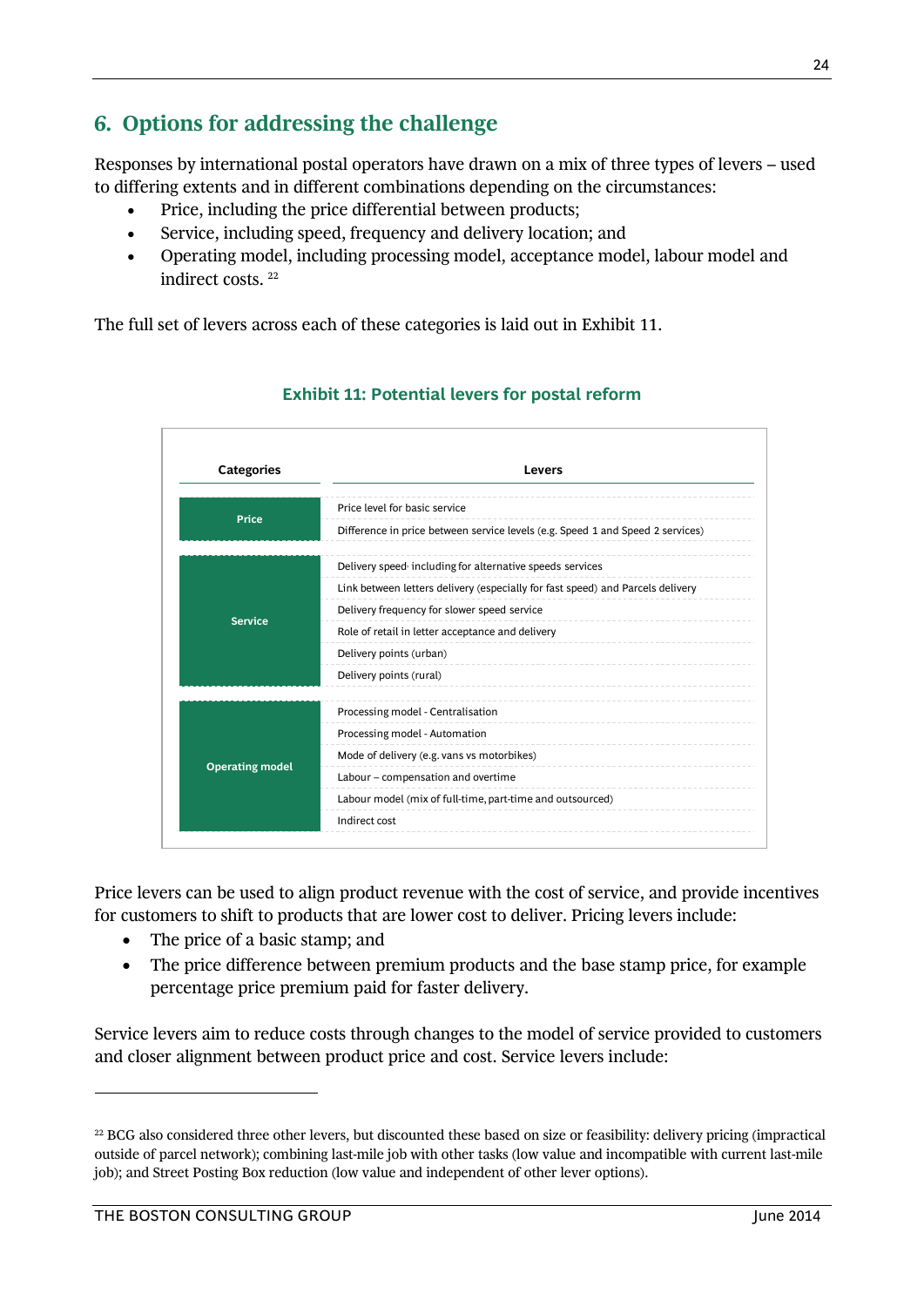## 6. Options for addressing the challenge

Responses by international postal operators have drawn on a mix of three types of levers – used to differing extents and in different combinations depending on the circumstances:

- Price, including the price differential between products;
- Service, including speed, frequency and delivery location; and
- Operating model, including processing model, acceptance model, labour model and indirect costs. [22]

The full set of levers across each of these categories is laid out in Exhibit 11.

**Exhibit 11: Potential levers for postal reform**

| Categories | Levers |
|---|---|
| Price | Price level for basic service |
| | Difference in price between service levels (e.g. Speed 1 and Speed 2 services) |
| Service | Delivery speed including for alternative speeds services |
| | Link between letters delivery (especially for fast speed) and Parcels delivery |
| | Delivery frequency for slower speed service |
| | Role of retail in letter acceptance and delivery |
| | Delivery points (urban) |
| | Delivery points (rural) |
| Operating model | Processing model - Centralisation |
| | Processing model - Automation |
| | Mode of delivery (e.g. vans vs motorbikes) |
| | Labour – compensation and overtime |
| | Labour model (mix of full-time, part-time and outsourced) |
| | Indirect cost |

Price levers can be used to align product revenue with the cost of service, and provide incentives for customers to shift to products that are lower cost to deliver. Pricing levers include:

- The price of a basic stamp; and
- The price difference between premium products and the base stamp price, for example percentage price premium paid for faster delivery.

Service levers aim to reduce costs through changes to the model of service provided to customers and closer alignment between product price and cost. Service levers include:

---

[22] BCG also considered three other levers, but discounted these based on size or feasibility: delivery pricing (impractical outside of parcel network); combining last-mile job with other tasks (low value and incompatible with current last-mile job); and Street Posting Box reduction (low value and independent of other lever options).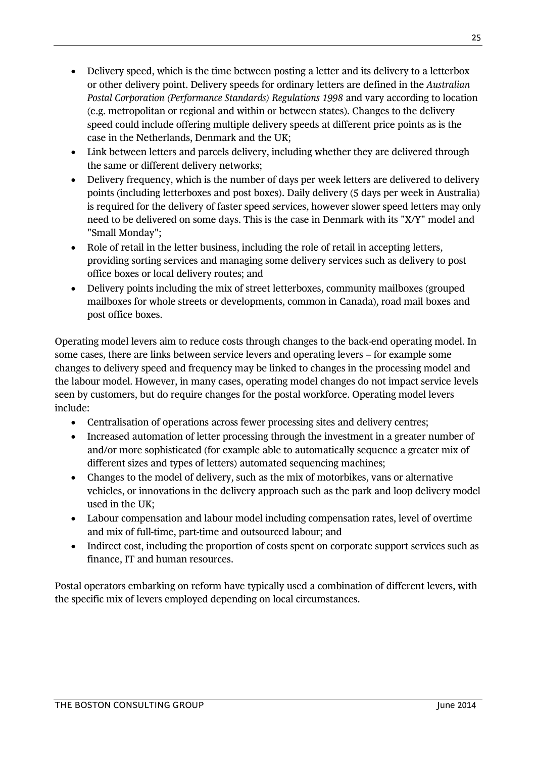- Delivery speed, which is the time between posting a letter and its delivery to a letterbox or other delivery point. Delivery speeds for ordinary letters are defined in the *Australian Postal Corporation (Performance Standards) Regulations 1998* and vary according to location (e.g. metropolitan or regional and within or between states). Changes to the delivery speed could include offering multiple delivery speeds at different price points as is the case in the Netherlands, Denmark and the UK;
- Link between letters and parcels delivery, including whether they are delivered through the same or different delivery networks;
- Delivery frequency, which is the number of days per week letters are delivered to delivery points (including letterboxes and post boxes). Daily delivery (5 days per week in Australia) is required for the delivery of faster speed services, however slower speed letters may only need to be delivered on some days. This is the case in Denmark with its "X/Y" model and "Small Monday";
- Role of retail in the letter business, including the role of retail in accepting letters, providing sorting services and managing some delivery services such as delivery to post office boxes or local delivery routes; and
- Delivery points including the mix of street letterboxes, community mailboxes (grouped mailboxes for whole streets or developments, common in Canada), road mail boxes and post office boxes.

Operating model levers aim to reduce costs through changes to the back-end operating model. In some cases, there are links between service levers and operating levers – for example some changes to delivery speed and frequency may be linked to changes in the processing model and the labour model. However, in many cases, operating model changes do not impact service levels seen by customers, but do require changes for the postal workforce. Operating model levers include:

- Centralisation of operations across fewer processing sites and delivery centres;
- Increased automation of letter processing through the investment in a greater number of and/or more sophisticated (for example able to automatically sequence a greater mix of different sizes and types of letters) automated sequencing machines;
- Changes to the model of delivery, such as the mix of motorbikes, vans or alternative vehicles, or innovations in the delivery approach such as the park and loop delivery model used in the UK;
- Labour compensation and labour model including compensation rates, level of overtime and mix of full-time, part-time and outsourced labour; and
- Indirect cost, including the proportion of costs spent on corporate support services such as finance, IT and human resources.

Postal operators embarking on reform have typically used a combination of different levers, with the specific mix of levers employed depending on local circumstances.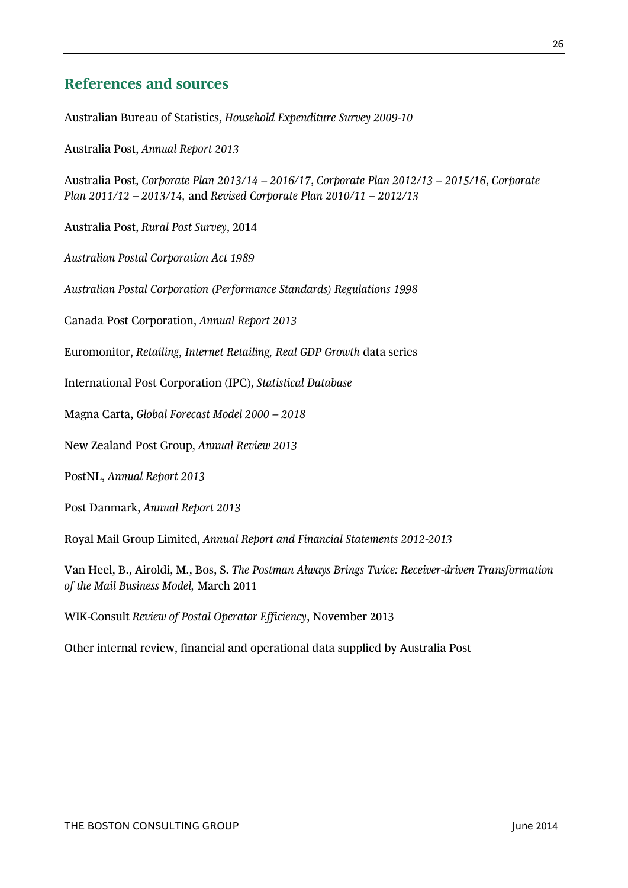## References and sources

Australian Bureau of Statistics, *Household Expenditure Survey 2009-10*

Australia Post, *Annual Report 2013*

Australia Post, *Corporate Plan 2013/14 – 2016/17*, *Corporate Plan 2012/13 – 2015/16*, *Corporate Plan 2011/12 – 2013/14,* and *Revised Corporate Plan 2010/11 – 2012/13*

Australia Post, *Rural Post Survey*, 2014

*Australian Postal Corporation Act 1989*

*Australian Postal Corporation (Performance Standards) Regulations 1998*

Canada Post Corporation, *Annual Report 2013*

Euromonitor, *Retailing, Internet Retailing, Real GDP Growth* data series

International Post Corporation (IPC), *Statistical Database*

Magna Carta, *Global Forecast Model 2000 – 2018*

New Zealand Post Group, *Annual Review 2013*

PostNL, *Annual Report 2013*

Post Danmark, *Annual Report 2013*

Royal Mail Group Limited, *Annual Report and Financial Statements 2012-2013*

Van Heel, B., Airoldi, M., Bos, S. *The Postman Always Brings Twice: Receiver-driven Transformation of the Mail Business Model,* March 2011

WIK-Consult *Review of Postal Operator Efficiency*, November 2013

Other internal review, financial and operational data supplied by Australia Post